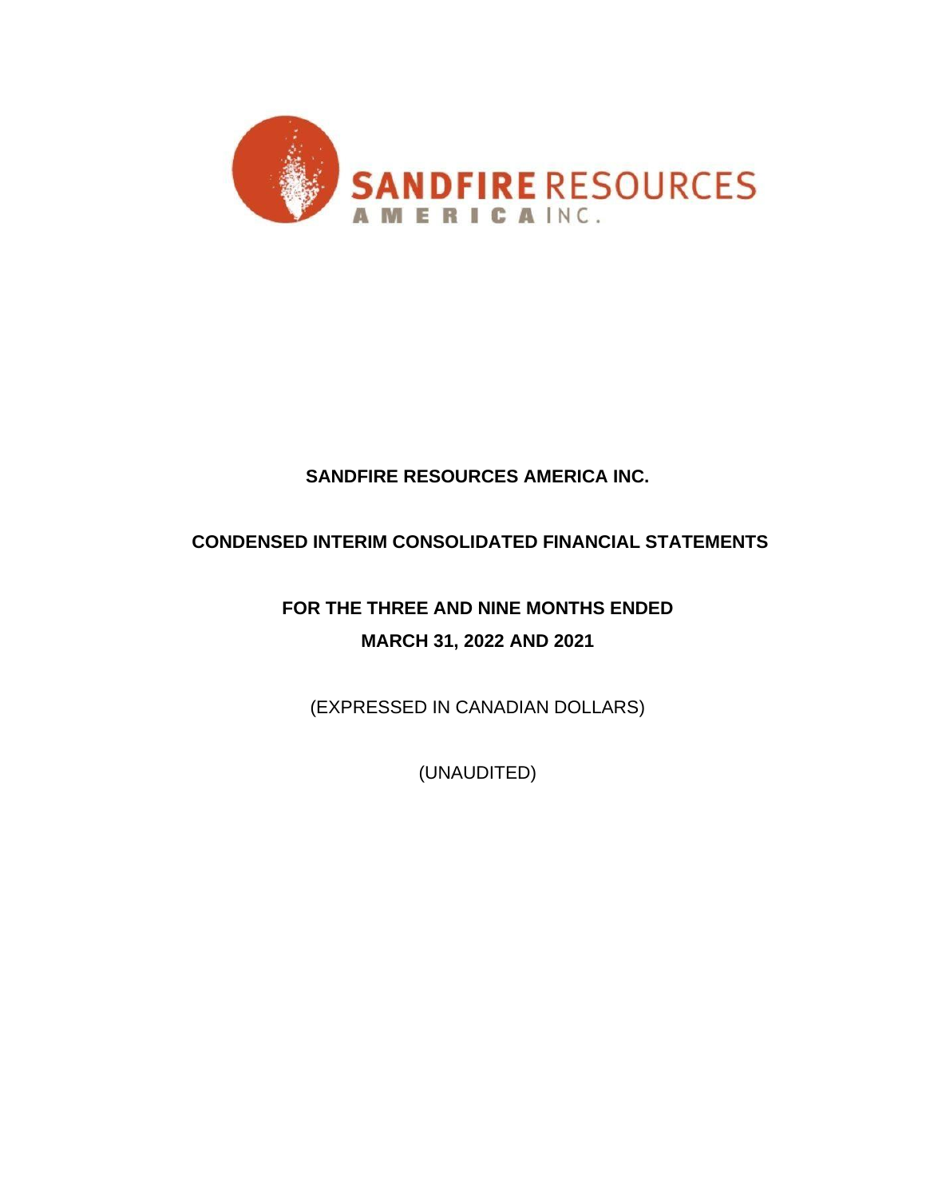# SANDFIRE RESOURCES AMERICA INC.

## CONDENSED INTERIM CONSOLIDATED FINANCIAL STATEMENTS

## FOR THE THREE AND NINE MONTHS ENDED

## MARCH 31, 2022 AND 2021

(EXPRESSED IN CANADIAN DOLLARS)

(UNAUDITED)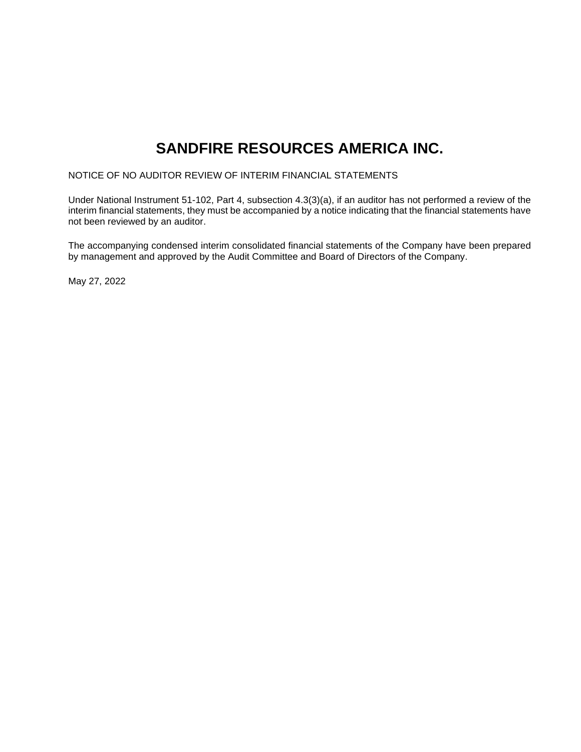# SANDFIRE RESOURCES AMERICA INC.

NOTICE OF NO AUDITOR REVIEW OF INTERIM FINANCIAL STATEMENTS

Under National Instrument 51-102, Part 4, subsection 4.3(3)(a), if an auditor has not performed a review of the interim financial statements, they must be accompanied by a notice indicating that the financial statements have not been reviewed by an auditor.

The accompanying condensed interim consolidated financial statements of the Company have been prepared by management and approved by the Audit Committee and Board of Directors of the Company.

May 27, 2022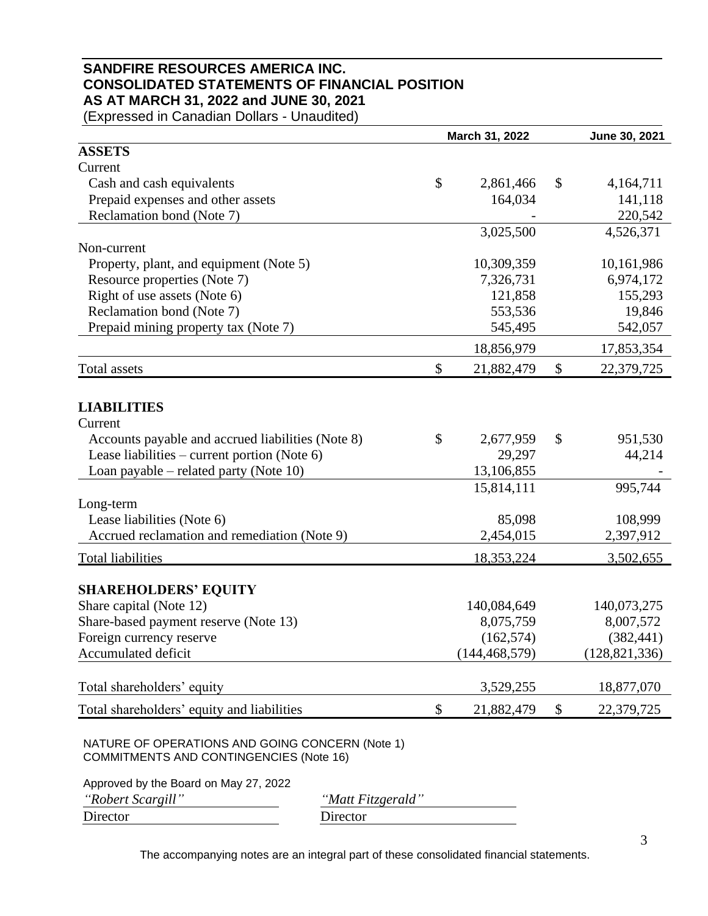# SANDFIRE RESOURCES AMERICA INC.
## CONSOLIDATED STATEMENTS OF FINANCIAL POSITION
## AS AT MARCH 31, 2022 and JUNE 30, 2021

(Expressed in Canadian Dollars - Unaudited)

| | March 31, 2022 | June 30, 2021 |
|---|---|---|
| **ASSETS** | | |
| Current | | |
| Cash and cash equivalents | $ 2,861,466 | $ 4,164,711 |
| Prepaid expenses and other assets | 164,034 | 141,118 |
| Reclamation bond (Note 7) | - | 220,542 |
| | 3,025,500 | 4,526,371 |
| Non-current | | |
| Property, plant, and equipment (Note 5) | 10,309,359 | 10,161,986 |
| Resource properties (Note 7) | 7,326,731 | 6,974,172 |
| Right of use assets (Note 6) | 121,858 | 155,293 |
| Reclamation bond (Note 7) | 553,536 | 19,846 |
| Prepaid mining property tax (Note 7) | 545,495 | 542,057 |
| | 18,856,979 | 17,853,354 |
| Total assets | $ 21,882,479 | $ 22,379,725 |
| **LIABILITIES** | | |
| Current | | |
| Accounts payable and accrued liabilities (Note 8) | $ 2,677,959 | $ 951,530 |
| Lease liabilities – current portion (Note 6) | 29,297 | 44,214 |
| Loan payable – related party (Note 10) | 13,106,855 | - |
| | 15,814,111 | 995,744 |
| Long-term | | |
| Lease liabilities (Note 6) | 85,098 | 108,999 |
| Accrued reclamation and remediation (Note 9) | 2,454,015 | 2,397,912 |
| Total liabilities | 18,353,224 | 3,502,655 |
| **SHAREHOLDERS' EQUITY** | | |
| Share capital (Note 12) | 140,084,649 | 140,073,275 |
| Share-based payment reserve (Note 13) | 8,075,759 | 8,007,572 |
| Foreign currency reserve | (162,574) | (382,441) |
| Accumulated deficit | (144,468,579) | (128,821,336) |
| Total shareholders' equity | 3,529,255 | 18,877,070 |
| Total shareholders' equity and liabilities | $ 21,882,479 | $ 22,379,725 |

NATURE OF OPERATIONS AND GOING CONCERN (Note 1)
COMMITMENTS AND CONTINGENCIES (Note 16)

Approved by the Board on May 27, 2022

*"Robert Scargill"* — Director

*"Matt Fitzgerald"* — Director

The accompanying notes are an integral part of these consolidated financial statements.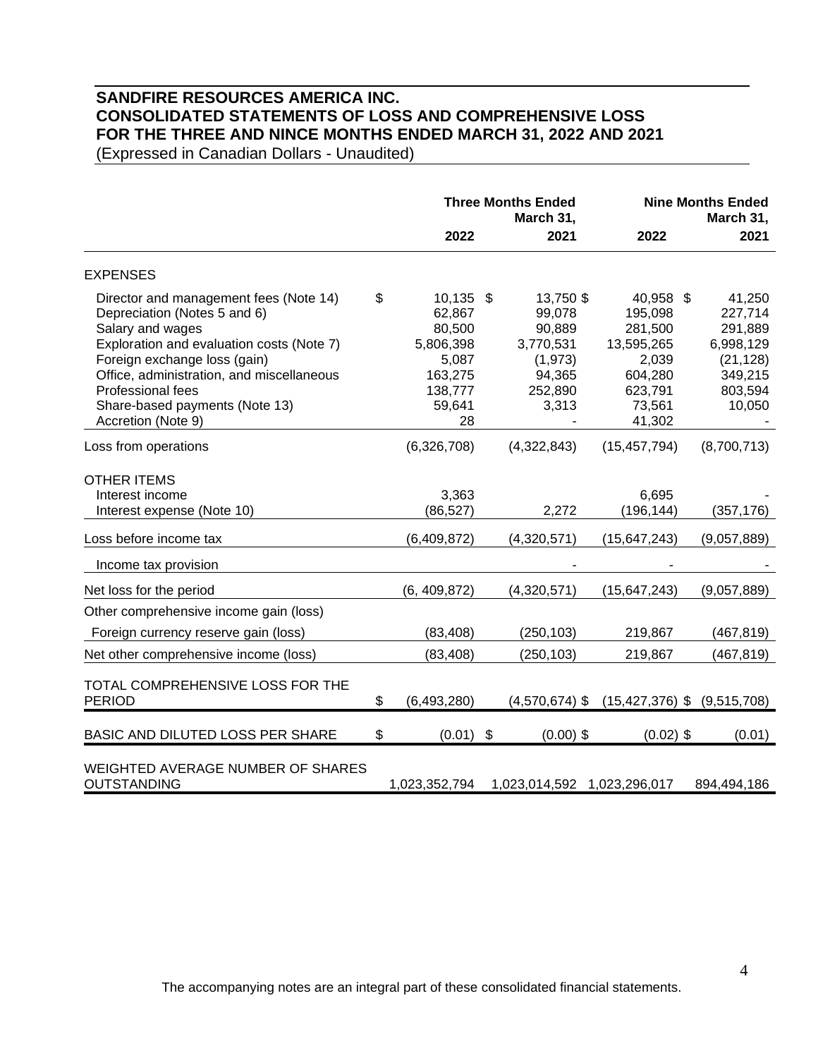# SANDFIRE RESOURCES AMERICA INC.
# CONSOLIDATED STATEMENTS OF LOSS AND COMPREHENSIVE LOSS
# FOR THE THREE AND NINCE MONTHS ENDED MARCH 31, 2022 AND 2021

(Expressed in Canadian Dollars - Unaudited)

| | Three Months Ended March 31, | | Nine Months Ended March 31, | |
|---|---|---|---|---|
| | **2022** | **2021** | **2022** | **2021** |
| EXPENSES | | | | |
| Director and management fees (Note 14) | $ 10,135 | $ 13,750 | $ 40,958 | $ 41,250 |
| Depreciation (Notes 5 and 6) | 62,867 | 99,078 | 195,098 | 227,714 |
| Salary and wages | 80,500 | 90,889 | 281,500 | 291,889 |
| Exploration and evaluation costs (Note 7) | 5,806,398 | 3,770,531 | 13,595,265 | 6,998,129 |
| Foreign exchange loss (gain) | 5,087 | (1,973) | 2,039 | (21,128) |
| Office, administration, and miscellaneous | 163,275 | 94,365 | 604,280 | 349,215 |
| Professional fees | 138,777 | 252,890 | 623,791 | 803,594 |
| Share-based payments (Note 13) | 59,641 | 3,313 | 73,561 | 10,050 |
| Accretion (Note 9) | 28 | - | 41,302 | - |
| Loss from operations | (6,326,708) | (4,322,843) | (15,457,794) | (8,700,713) |
| OTHER ITEMS | | | | |
| Interest income | 3,363 | | 6,695 | - |
| Interest expense (Note 10) | (86,527) | 2,272 | (196,144) | (357,176) |
| Loss before income tax | (6,409,872) | (4,320,571) | (15,647,243) | (9,057,889) |
| Income tax provision | | - | - | - |
| Net loss for the period | (6, 409,872) | (4,320,571) | (15,647,243) | (9,057,889) |
| Other comprehensive income gain (loss) | | | | |
| Foreign currency reserve gain (loss) | (83,408) | (250,103) | 219,867 | (467,819) |
| Net other comprehensive income (loss) | (83,408) | (250,103) | 219,867 | (467,819) |
| TOTAL COMPREHENSIVE LOSS FOR THE PERIOD | $ (6,493,280) | (4,570,674) $ | (15,427,376) $ | (9,515,708) |
| BASIC AND DILUTED LOSS PER SHARE | $ (0.01) | $ (0.00) | $ (0.02) | $ (0.01) |
| WEIGHTED AVERAGE NUMBER OF SHARES OUTSTANDING | 1,023,352,794 | 1,023,014,592 | 1,023,296,017 | 894,494,186 |

The accompanying notes are an integral part of these consolidated financial statements.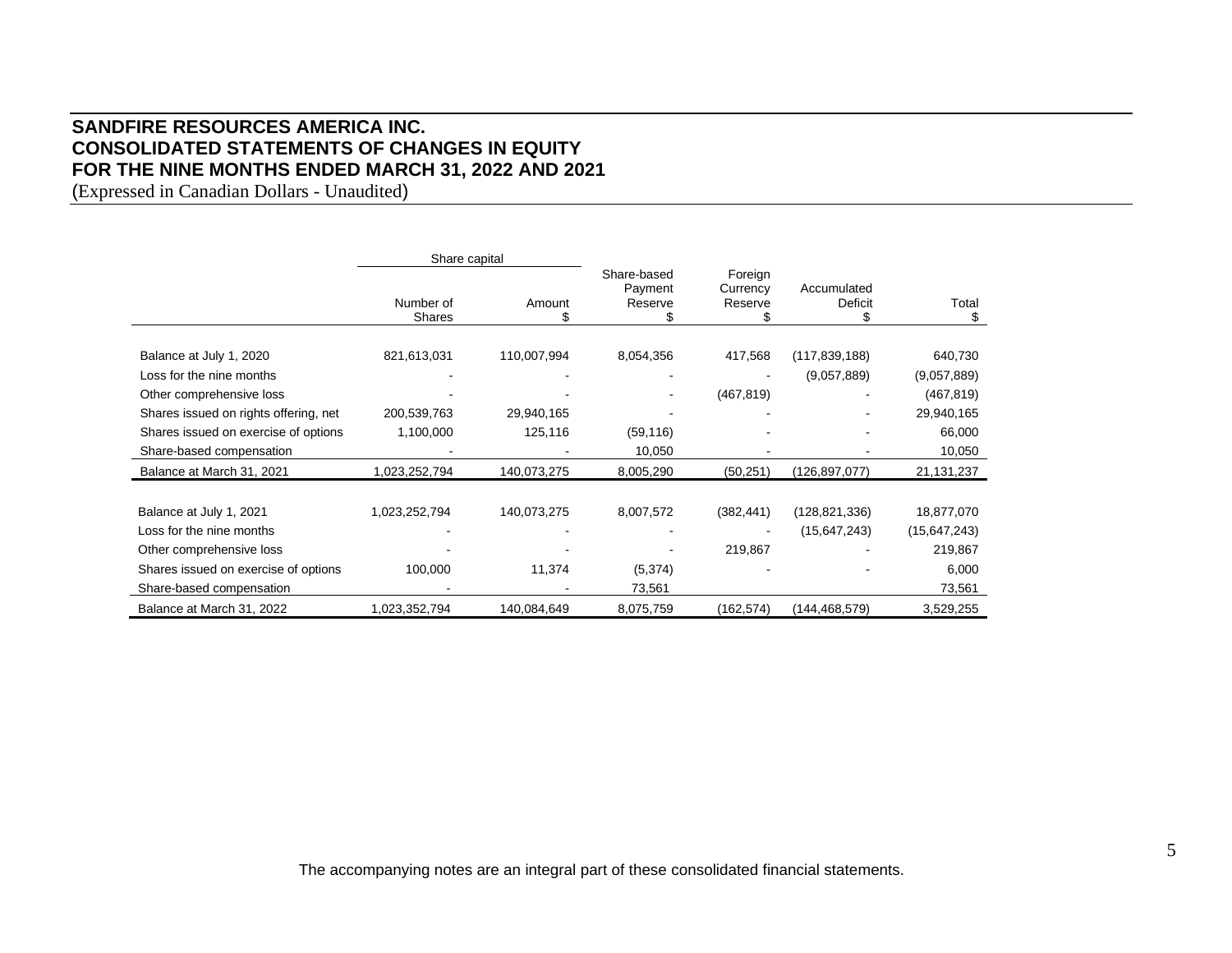# SANDFIRE RESOURCES AMERICA INC.
## CONSOLIDATED STATEMENTS OF CHANGES IN EQUITY
## FOR THE NINE MONTHS ENDED MARCH 31, 2022 AND 2021

(Expressed in Canadian Dollars - Unaudited)

| | Share capital | | | | | |
|---|---|---|---|---|---|---|
| | Number of Shares | Amount $ | Share-based Payment Reserve $ | Foreign Currency Reserve $ | Accumulated Deficit $ | Total $ |
| Balance at July 1, 2020 | 821,613,031 | 110,007,994 | 8,054,356 | 417,568 | (117,839,188) | 640,730 |
| Loss for the nine months | - | - | - | - | (9,057,889) | (9,057,889) |
| Other comprehensive loss | - | - | - | (467,819) | - | (467,819) |
| Shares issued on rights offering, net | 200,539,763 | 29,940,165 | - | - | - | 29,940,165 |
| Shares issued on exercise of options | 1,100,000 | 125,116 | (59,116) | - | - | 66,000 |
| Share-based compensation | - | - | 10,050 | - | - | 10,050 |
| Balance at March 31, 2021 | 1,023,252,794 | 140,073,275 | 8,005,290 | (50,251) | (126,897,077) | 21,131,237 |
| | | | | | | |
| Balance at July 1, 2021 | 1,023,252,794 | 140,073,275 | 8,007,572 | (382,441) | (128,821,336) | 18,877,070 |
| Loss for the nine months | - | - | - | - | (15,647,243) | (15,647,243) |
| Other comprehensive loss | - | - | - | 219,867 | - | 219,867 |
| Shares issued on exercise of options | 100,000 | 11,374 | (5,374) | - | - | 6,000 |
| Share-based compensation | - | - | 73,561 | | | 73,561 |
| Balance at March 31, 2022 | 1,023,352,794 | 140,084,649 | 8,075,759 | (162,574) | (144,468,579) | 3,529,255 |

The accompanying notes are an integral part of these consolidated financial statements.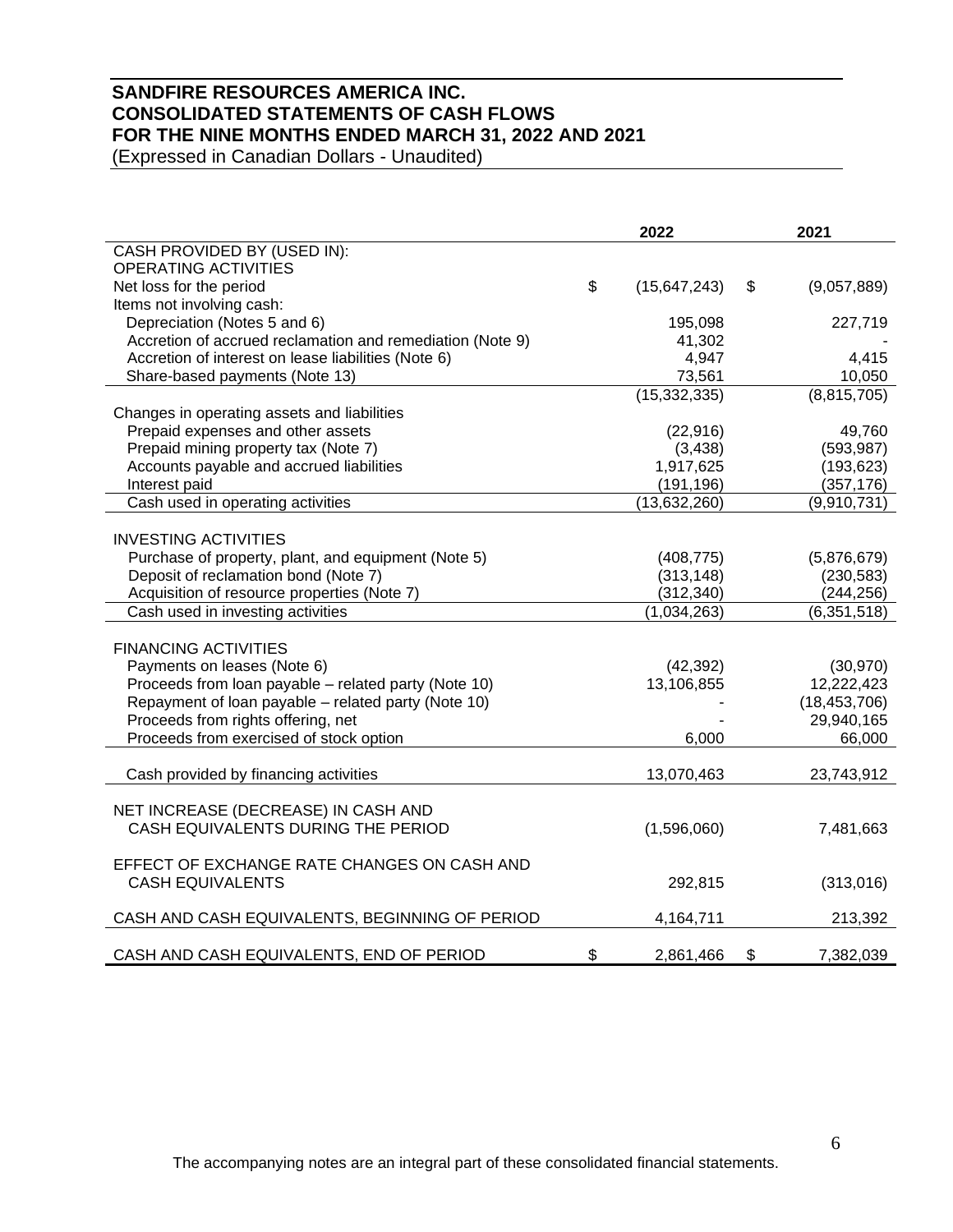# SANDFIRE RESOURCES AMERICA INC.
# CONSOLIDATED STATEMENTS OF CASH FLOWS
# FOR THE NINE MONTHS ENDED MARCH 31, 2022 AND 2021

(Expressed in Canadian Dollars - Unaudited)

| | 2022 | 2021 |
|---|---|---|
| CASH PROVIDED BY (USED IN): | | |
| OPERATING ACTIVITIES | | |
| Net loss for the period | $ (15,647,243) | $ (9,057,889) |
| Items not involving cash: | | |
| Depreciation (Notes 5 and 6) | 195,098 | 227,719 |
| Accretion of accrued reclamation and remediation (Note 9) | 41,302 | - |
| Accretion of interest on lease liabilities (Note 6) | 4,947 | 4,415 |
| Share-based payments (Note 13) | 73,561 | 10,050 |
| | (15,332,335) | (8,815,705) |
| Changes in operating assets and liabilities | | |
| Prepaid expenses and other assets | (22,916) | 49,760 |
| Prepaid mining property tax (Note 7) | (3,438) | (593,987) |
| Accounts payable and accrued liabilities | 1,917,625 | (193,623) |
| Interest paid | (191,196) | (357,176) |
| Cash used in operating activities | (13,632,260) | (9,910,731) |
| | | |
| INVESTING ACTIVITIES | | |
| Purchase of property, plant, and equipment (Note 5) | (408,775) | (5,876,679) |
| Deposit of reclamation bond (Note 7) | (313,148) | (230,583) |
| Acquisition of resource properties (Note 7) | (312,340) | (244,256) |
| Cash used in investing activities | (1,034,263) | (6,351,518) |
| | | |
| FINANCING ACTIVITIES | | |
| Payments on leases (Note 6) | (42,392) | (30,970) |
| Proceeds from loan payable – related party (Note 10) | 13,106,855 | 12,222,423 |
| Repayment of loan payable – related party (Note 10) | - | (18,453,706) |
| Proceeds from rights offering, net | - | 29,940,165 |
| Proceeds from exercised of stock option | 6,000 | 66,000 |
| | | |
| Cash provided by financing activities | 13,070,463 | 23,743,912 |
| | | |
| NET INCREASE (DECREASE) IN CASH AND CASH EQUIVALENTS DURING THE PERIOD | (1,596,060) | 7,481,663 |
| | | |
| EFFECT OF EXCHANGE RATE CHANGES ON CASH AND CASH EQUIVALENTS | 292,815 | (313,016) |
| | | |
| CASH AND CASH EQUIVALENTS, BEGINNING OF PERIOD | 4,164,711 | 213,392 |
| | | |
| CASH AND CASH EQUIVALENTS, END OF PERIOD | $ 2,861,466 | $ 7,382,039 |

The accompanying notes are an integral part of these consolidated financial statements.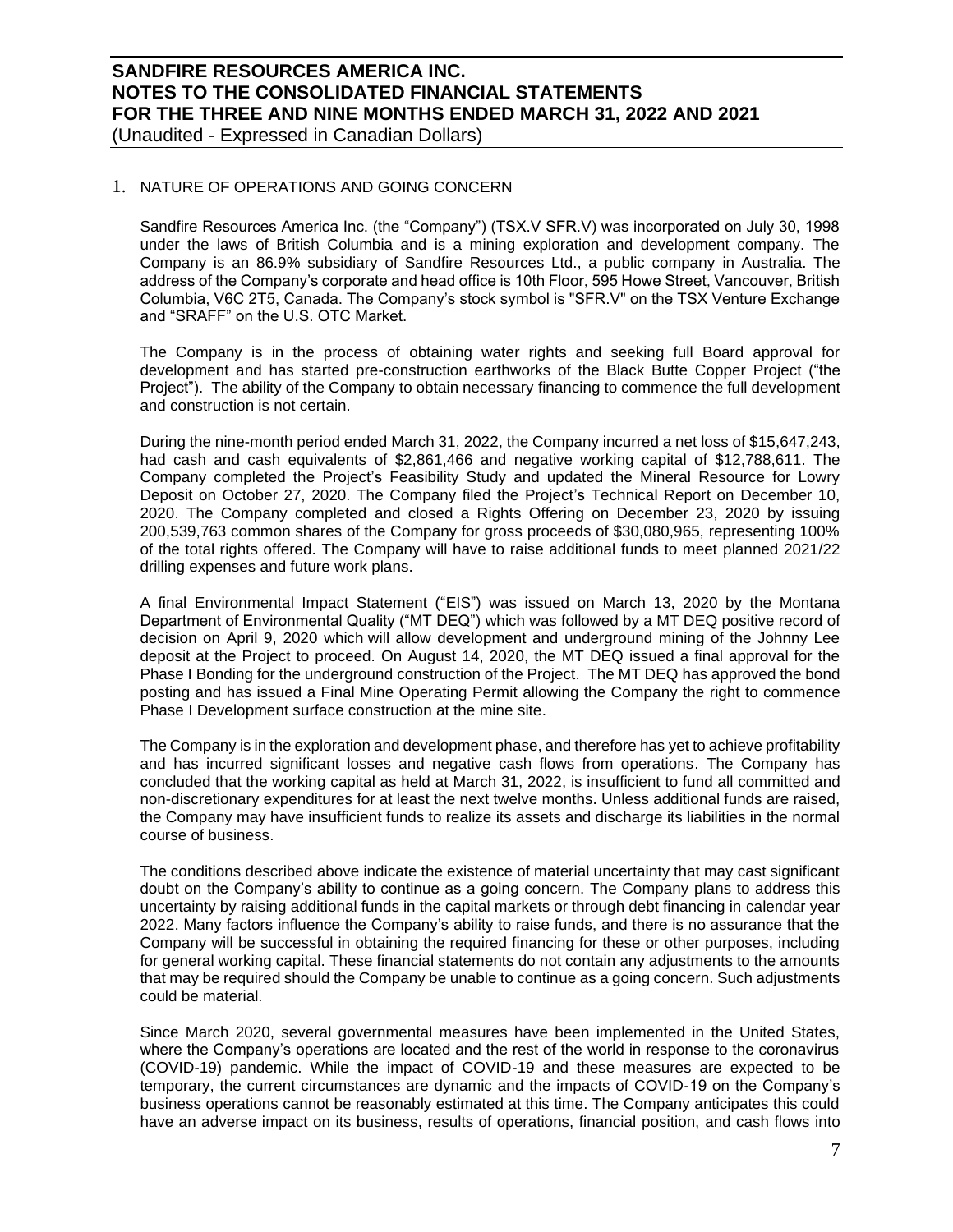## 1. NATURE OF OPERATIONS AND GOING CONCERN

Sandfire Resources America Inc. (the "Company") (TSX.V SFR.V) was incorporated on July 30, 1998 under the laws of British Columbia and is a mining exploration and development company. The Company is an 86.9% subsidiary of Sandfire Resources Ltd., a public company in Australia. The address of the Company's corporate and head office is 10th Floor, 595 Howe Street, Vancouver, British Columbia, V6C 2T5, Canada. The Company's stock symbol is "SFR.V" on the TSX Venture Exchange and "SRAFF" on the U.S. OTC Market.

The Company is in the process of obtaining water rights and seeking full Board approval for development and has started pre-construction earthworks of the Black Butte Copper Project ("the Project"). The ability of the Company to obtain necessary financing to commence the full development and construction is not certain.

During the nine-month period ended March 31, 2022, the Company incurred a net loss of $15,647,243, had cash and cash equivalents of $2,861,466 and negative working capital of $12,788,611. The Company completed the Project's Feasibility Study and updated the Mineral Resource for Lowry Deposit on October 27, 2020. The Company filed the Project's Technical Report on December 10, 2020. The Company completed and closed a Rights Offering on December 23, 2020 by issuing 200,539,763 common shares of the Company for gross proceeds of $30,080,965, representing 100% of the total rights offered. The Company will have to raise additional funds to meet planned 2021/22 drilling expenses and future work plans.

A final Environmental Impact Statement ("EIS") was issued on March 13, 2020 by the Montana Department of Environmental Quality ("MT DEQ") which was followed by a MT DEQ positive record of decision on April 9, 2020 which will allow development and underground mining of the Johnny Lee deposit at the Project to proceed. On August 14, 2020, the MT DEQ issued a final approval for the Phase I Bonding for the underground construction of the Project. The MT DEQ has approved the bond posting and has issued a Final Mine Operating Permit allowing the Company the right to commence Phase I Development surface construction at the mine site.

The Company is in the exploration and development phase, and therefore has yet to achieve profitability and has incurred significant losses and negative cash flows from operations. The Company has concluded that the working capital as held at March 31, 2022, is insufficient to fund all committed and non-discretionary expenditures for at least the next twelve months. Unless additional funds are raised, the Company may have insufficient funds to realize its assets and discharge its liabilities in the normal course of business.

The conditions described above indicate the existence of material uncertainty that may cast significant doubt on the Company's ability to continue as a going concern. The Company plans to address this uncertainty by raising additional funds in the capital markets or through debt financing in calendar year 2022. Many factors influence the Company's ability to raise funds, and there is no assurance that the Company will be successful in obtaining the required financing for these or other purposes, including for general working capital. These financial statements do not contain any adjustments to the amounts that may be required should the Company be unable to continue as a going concern. Such adjustments could be material.

Since March 2020, several governmental measures have been implemented in the United States, where the Company's operations are located and the rest of the world in response to the coronavirus (COVID-19) pandemic. While the impact of COVID-19 and these measures are expected to be temporary, the current circumstances are dynamic and the impacts of COVID-19 on the Company's business operations cannot be reasonably estimated at this time. The Company anticipates this could have an adverse impact on its business, results of operations, financial position, and cash flows into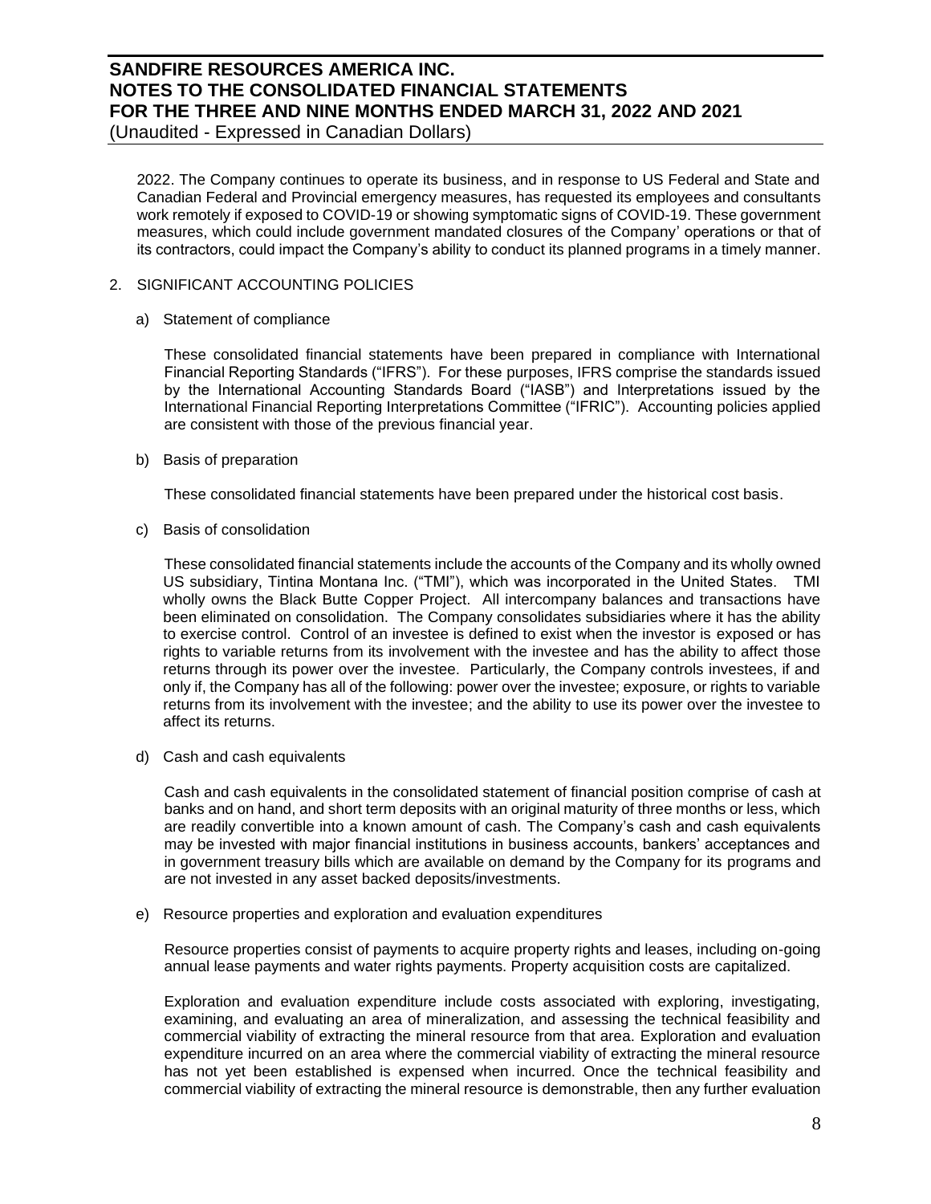2022. The Company continues to operate its business, and in response to US Federal and State and Canadian Federal and Provincial emergency measures, has requested its employees and consultants work remotely if exposed to COVID-19 or showing symptomatic signs of COVID-19. These government measures, which could include government mandated closures of the Company' operations or that of its contractors, could impact the Company's ability to conduct its planned programs in a timely manner.

## 2. SIGNIFICANT ACCOUNTING POLICIES

### a) Statement of compliance

These consolidated financial statements have been prepared in compliance with International Financial Reporting Standards ("IFRS"). For these purposes, IFRS comprise the standards issued by the International Accounting Standards Board ("IASB") and Interpretations issued by the International Financial Reporting Interpretations Committee ("IFRIC"). Accounting policies applied are consistent with those of the previous financial year.

### b) Basis of preparation

These consolidated financial statements have been prepared under the historical cost basis.

### c) Basis of consolidation

These consolidated financial statements include the accounts of the Company and its wholly owned US subsidiary, Tintina Montana Inc. ("TMI"), which was incorporated in the United States. TMI wholly owns the Black Butte Copper Project. All intercompany balances and transactions have been eliminated on consolidation. The Company consolidates subsidiaries where it has the ability to exercise control. Control of an investee is defined to exist when the investor is exposed or has rights to variable returns from its involvement with the investee and has the ability to affect those returns through its power over the investee. Particularly, the Company controls investees, if and only if, the Company has all of the following: power over the investee; exposure, or rights to variable returns from its involvement with the investee; and the ability to use its power over the investee to affect its returns.

### d) Cash and cash equivalents

Cash and cash equivalents in the consolidated statement of financial position comprise of cash at banks and on hand, and short term deposits with an original maturity of three months or less, which are readily convertible into a known amount of cash. The Company's cash and cash equivalents may be invested with major financial institutions in business accounts, bankers' acceptances and in government treasury bills which are available on demand by the Company for its programs and are not invested in any asset backed deposits/investments.

### e) Resource properties and exploration and evaluation expenditures

Resource properties consist of payments to acquire property rights and leases, including on-going annual lease payments and water rights payments. Property acquisition costs are capitalized.

Exploration and evaluation expenditure include costs associated with exploring, investigating, examining, and evaluating an area of mineralization, and assessing the technical feasibility and commercial viability of extracting the mineral resource from that area. Exploration and evaluation expenditure incurred on an area where the commercial viability of extracting the mineral resource has not yet been established is expensed when incurred. Once the technical feasibility and commercial viability of extracting the mineral resource is demonstrable, then any further evaluation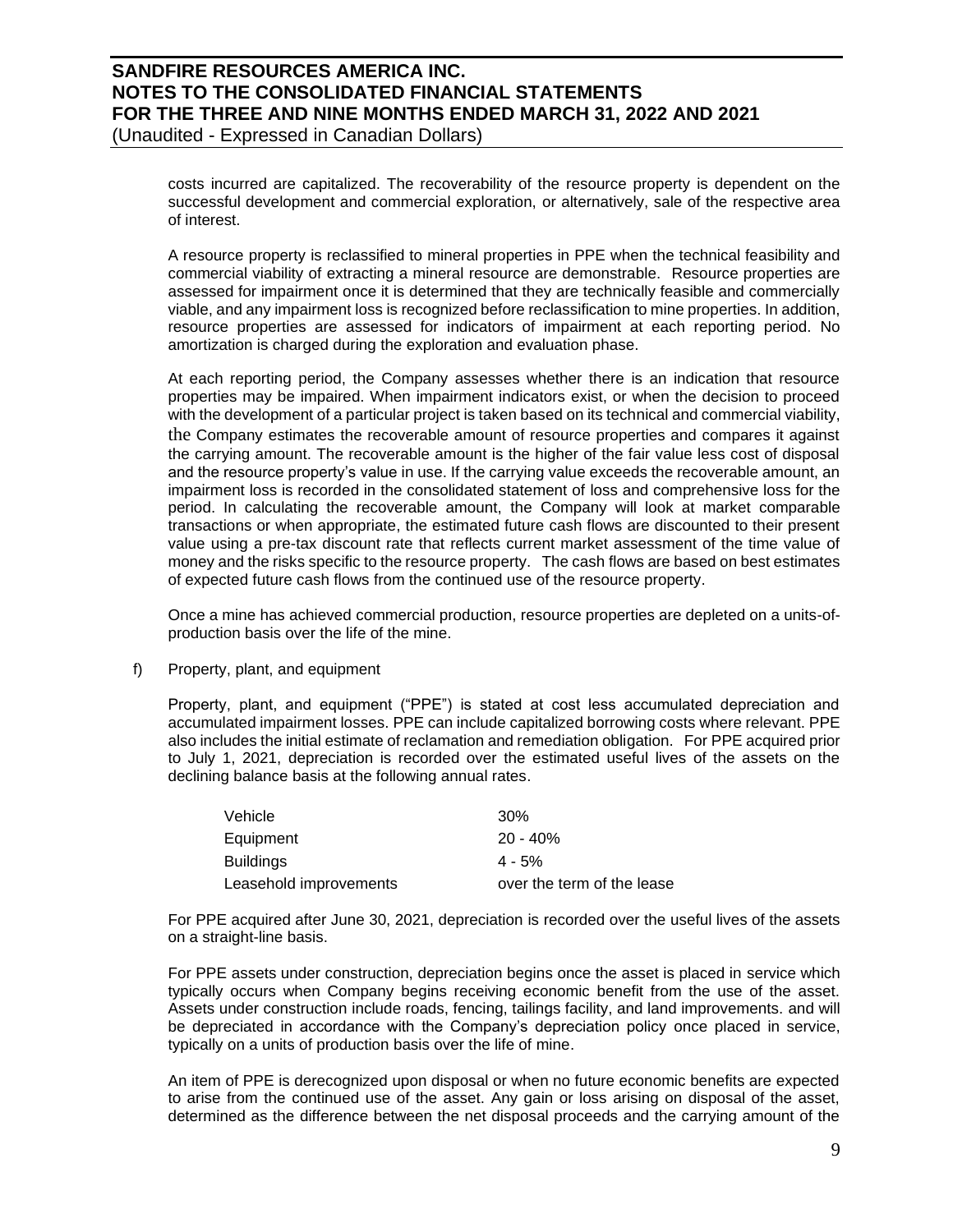costs incurred are capitalized. The recoverability of the resource property is dependent on the successful development and commercial exploration, or alternatively, sale of the respective area of interest.

A resource property is reclassified to mineral properties in PPE when the technical feasibility and commercial viability of extracting a mineral resource are demonstrable. Resource properties are assessed for impairment once it is determined that they are technically feasible and commercially viable, and any impairment loss is recognized before reclassification to mine properties. In addition, resource properties are assessed for indicators of impairment at each reporting period. No amortization is charged during the exploration and evaluation phase.

At each reporting period, the Company assesses whether there is an indication that resource properties may be impaired. When impairment indicators exist, or when the decision to proceed with the development of a particular project is taken based on its technical and commercial viability, the Company estimates the recoverable amount of resource properties and compares it against the carrying amount. The recoverable amount is the higher of the fair value less cost of disposal and the resource property's value in use. If the carrying value exceeds the recoverable amount, an impairment loss is recorded in the consolidated statement of loss and comprehensive loss for the period. In calculating the recoverable amount, the Company will look at market comparable transactions or when appropriate, the estimated future cash flows are discounted to their present value using a pre-tax discount rate that reflects current market assessment of the time value of money and the risks specific to the resource property. The cash flows are based on best estimates of expected future cash flows from the continued use of the resource property.

Once a mine has achieved commercial production, resource properties are depleted on a units-of-production basis over the life of the mine.

f) Property, plant, and equipment

Property, plant, and equipment ("PPE") is stated at cost less accumulated depreciation and accumulated impairment losses. PPE can include capitalized borrowing costs where relevant. PPE also includes the initial estimate of reclamation and remediation obligation. For PPE acquired prior to July 1, 2021, depreciation is recorded over the estimated useful lives of the assets on the declining balance basis at the following annual rates.

| | |
|---|---|
| Vehicle | 30% |
| Equipment | 20 - 40% |
| Buildings | 4 - 5% |
| Leasehold improvements | over the term of the lease |

For PPE acquired after June 30, 2021, depreciation is recorded over the useful lives of the assets on a straight-line basis.

For PPE assets under construction, depreciation begins once the asset is placed in service which typically occurs when Company begins receiving economic benefit from the use of the asset. Assets under construction include roads, fencing, tailings facility, and land improvements. and will be depreciated in accordance with the Company's depreciation policy once placed in service, typically on a units of production basis over the life of mine.

An item of PPE is derecognized upon disposal or when no future economic benefits are expected to arise from the continued use of the asset. Any gain or loss arising on disposal of the asset, determined as the difference between the net disposal proceeds and the carrying amount of the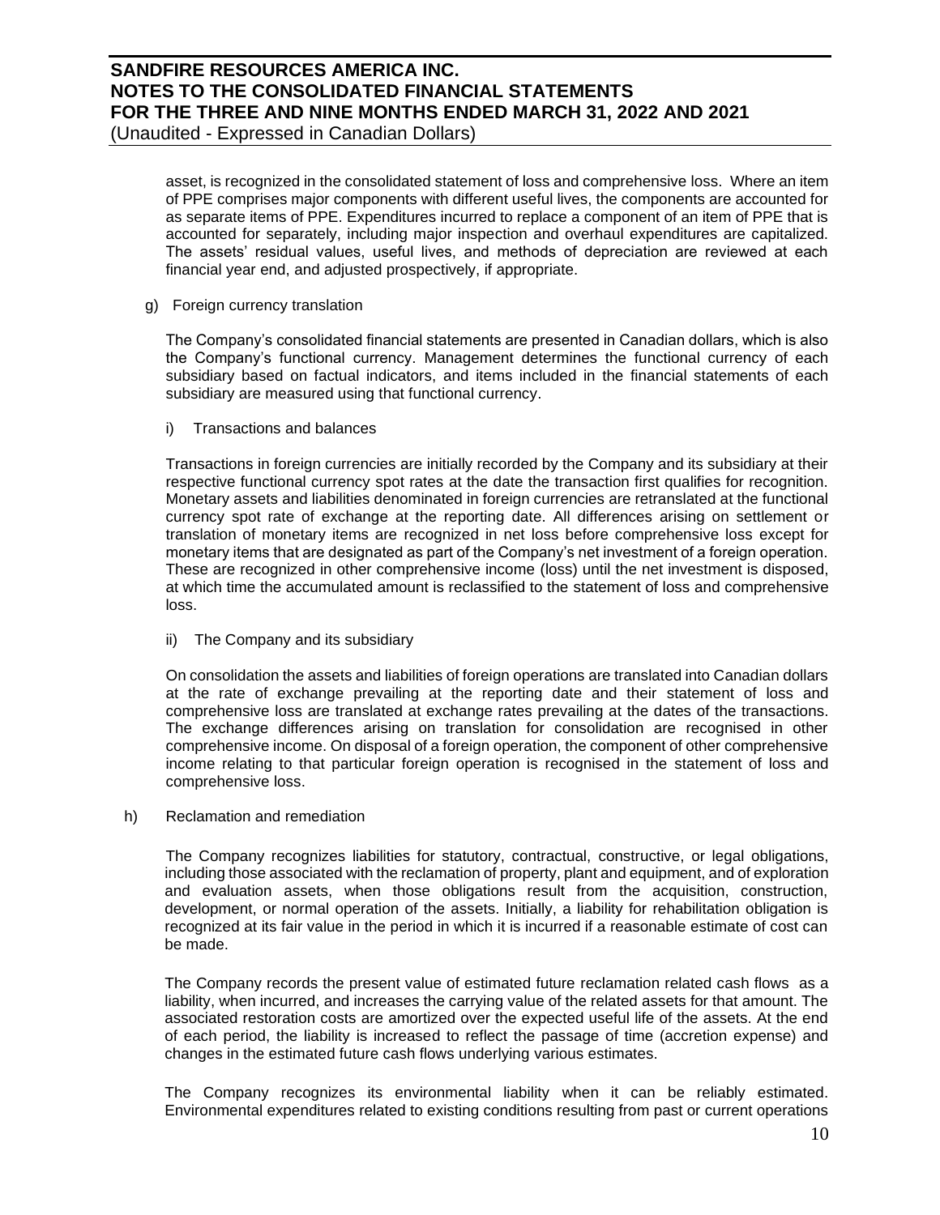asset, is recognized in the consolidated statement of loss and comprehensive loss. Where an item of PPE comprises major components with different useful lives, the components are accounted for as separate items of PPE. Expenditures incurred to replace a component of an item of PPE that is accounted for separately, including major inspection and overhaul expenditures are capitalized. The assets' residual values, useful lives, and methods of depreciation are reviewed at each financial year end, and adjusted prospectively, if appropriate.

g) Foreign currency translation

The Company's consolidated financial statements are presented in Canadian dollars, which is also the Company's functional currency. Management determines the functional currency of each subsidiary based on factual indicators, and items included in the financial statements of each subsidiary are measured using that functional currency.

i) Transactions and balances

Transactions in foreign currencies are initially recorded by the Company and its subsidiary at their respective functional currency spot rates at the date the transaction first qualifies for recognition. Monetary assets and liabilities denominated in foreign currencies are retranslated at the functional currency spot rate of exchange at the reporting date. All differences arising on settlement or translation of monetary items are recognized in net loss before comprehensive loss except for monetary items that are designated as part of the Company's net investment of a foreign operation. These are recognized in other comprehensive income (loss) until the net investment is disposed, at which time the accumulated amount is reclassified to the statement of loss and comprehensive loss.

ii) The Company and its subsidiary

On consolidation the assets and liabilities of foreign operations are translated into Canadian dollars at the rate of exchange prevailing at the reporting date and their statement of loss and comprehensive loss are translated at exchange rates prevailing at the dates of the transactions. The exchange differences arising on translation for consolidation are recognised in other comprehensive income. On disposal of a foreign operation, the component of other comprehensive income relating to that particular foreign operation is recognised in the statement of loss and comprehensive loss.

h) Reclamation and remediation

The Company recognizes liabilities for statutory, contractual, constructive, or legal obligations, including those associated with the reclamation of property, plant and equipment, and of exploration and evaluation assets, when those obligations result from the acquisition, construction, development, or normal operation of the assets. Initially, a liability for rehabilitation obligation is recognized at its fair value in the period in which it is incurred if a reasonable estimate of cost can be made.

The Company records the present value of estimated future reclamation related cash flows as a liability, when incurred, and increases the carrying value of the related assets for that amount. The associated restoration costs are amortized over the expected useful life of the assets. At the end of each period, the liability is increased to reflect the passage of time (accretion expense) and changes in the estimated future cash flows underlying various estimates.

The Company recognizes its environmental liability when it can be reliably estimated. Environmental expenditures related to existing conditions resulting from past or current operations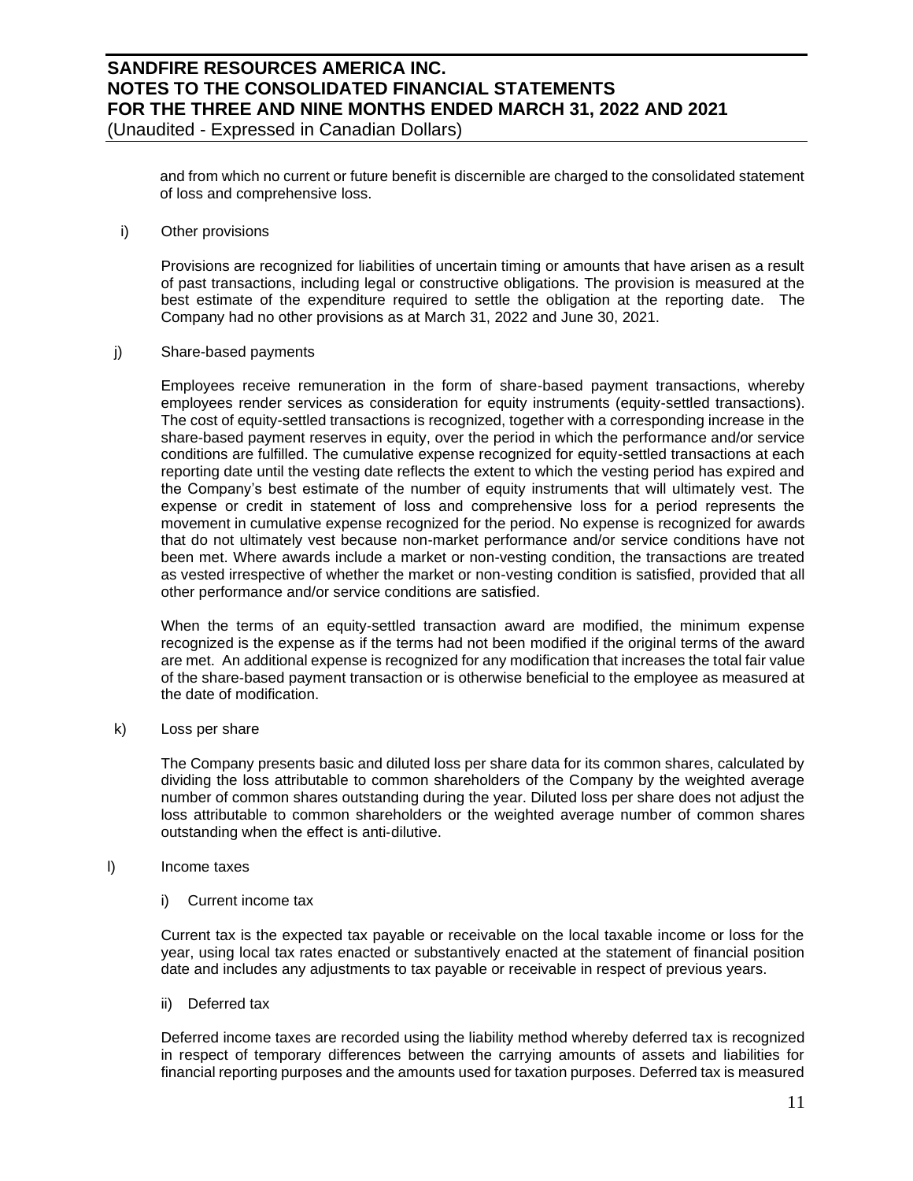and from which no current or future benefit is discernible are charged to the consolidated statement of loss and comprehensive loss.

i) Other provisions

Provisions are recognized for liabilities of uncertain timing or amounts that have arisen as a result of past transactions, including legal or constructive obligations. The provision is measured at the best estimate of the expenditure required to settle the obligation at the reporting date. The Company had no other provisions as at March 31, 2022 and June 30, 2021.

j) Share-based payments

Employees receive remuneration in the form of share-based payment transactions, whereby employees render services as consideration for equity instruments (equity-settled transactions). The cost of equity-settled transactions is recognized, together with a corresponding increase in the share-based payment reserves in equity, over the period in which the performance and/or service conditions are fulfilled. The cumulative expense recognized for equity-settled transactions at each reporting date until the vesting date reflects the extent to which the vesting period has expired and the Company's best estimate of the number of equity instruments that will ultimately vest. The expense or credit in statement of loss and comprehensive loss for a period represents the movement in cumulative expense recognized for the period. No expense is recognized for awards that do not ultimately vest because non-market performance and/or service conditions have not been met. Where awards include a market or non-vesting condition, the transactions are treated as vested irrespective of whether the market or non-vesting condition is satisfied, provided that all other performance and/or service conditions are satisfied.

When the terms of an equity-settled transaction award are modified, the minimum expense recognized is the expense as if the terms had not been modified if the original terms of the award are met. An additional expense is recognized for any modification that increases the total fair value of the share-based payment transaction or is otherwise beneficial to the employee as measured at the date of modification.

k) Loss per share

The Company presents basic and diluted loss per share data for its common shares, calculated by dividing the loss attributable to common shareholders of the Company by the weighted average number of common shares outstanding during the year. Diluted loss per share does not adjust the loss attributable to common shareholders or the weighted average number of common shares outstanding when the effect is anti-dilutive.

l) Income taxes

i) Current income tax

Current tax is the expected tax payable or receivable on the local taxable income or loss for the year, using local tax rates enacted or substantively enacted at the statement of financial position date and includes any adjustments to tax payable or receivable in respect of previous years.

ii) Deferred tax

Deferred income taxes are recorded using the liability method whereby deferred tax is recognized in respect of temporary differences between the carrying amounts of assets and liabilities for financial reporting purposes and the amounts used for taxation purposes. Deferred tax is measured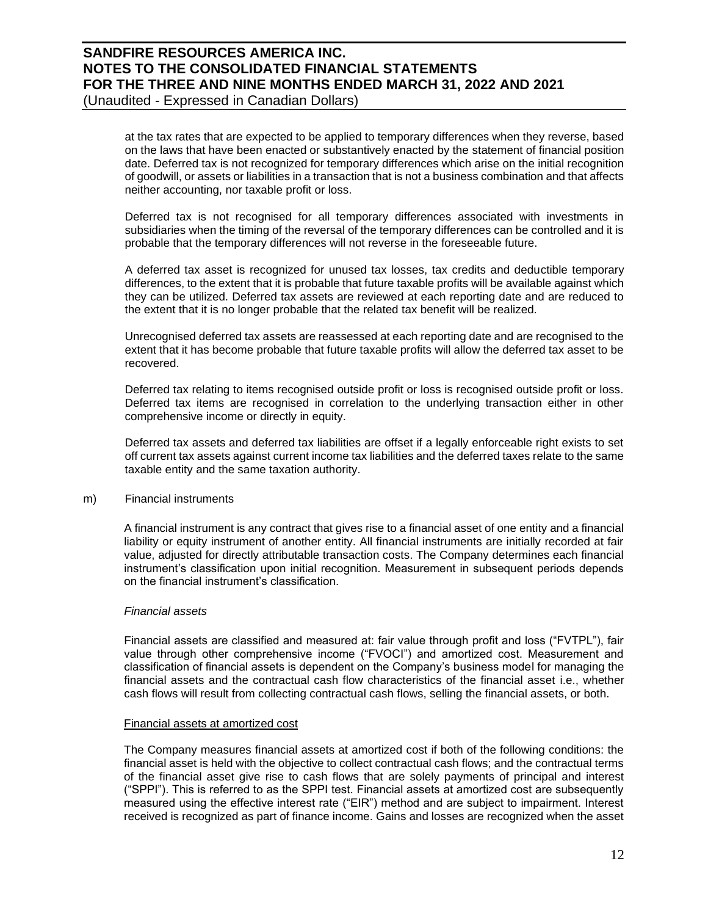at the tax rates that are expected to be applied to temporary differences when they reverse, based on the laws that have been enacted or substantively enacted by the statement of financial position date. Deferred tax is not recognized for temporary differences which arise on the initial recognition of goodwill, or assets or liabilities in a transaction that is not a business combination and that affects neither accounting, nor taxable profit or loss.

Deferred tax is not recognised for all temporary differences associated with investments in subsidiaries when the timing of the reversal of the temporary differences can be controlled and it is probable that the temporary differences will not reverse in the foreseeable future.

A deferred tax asset is recognized for unused tax losses, tax credits and deductible temporary differences, to the extent that it is probable that future taxable profits will be available against which they can be utilized. Deferred tax assets are reviewed at each reporting date and are reduced to the extent that it is no longer probable that the related tax benefit will be realized.

Unrecognised deferred tax assets are reassessed at each reporting date and are recognised to the extent that it has become probable that future taxable profits will allow the deferred tax asset to be recovered.

Deferred tax relating to items recognised outside profit or loss is recognised outside profit or loss. Deferred tax items are recognised in correlation to the underlying transaction either in other comprehensive income or directly in equity.

Deferred tax assets and deferred tax liabilities are offset if a legally enforceable right exists to set off current tax assets against current income tax liabilities and the deferred taxes relate to the same taxable entity and the same taxation authority.

m) Financial instruments

A financial instrument is any contract that gives rise to a financial asset of one entity and a financial liability or equity instrument of another entity. All financial instruments are initially recorded at fair value, adjusted for directly attributable transaction costs. The Company determines each financial instrument's classification upon initial recognition. Measurement in subsequent periods depends on the financial instrument's classification.

*Financial assets*

Financial assets are classified and measured at: fair value through profit and loss ("FVTPL"), fair value through other comprehensive income ("FVOCI") and amortized cost. Measurement and classification of financial assets is dependent on the Company's business model for managing the financial assets and the contractual cash flow characteristics of the financial asset i.e., whether cash flows will result from collecting contractual cash flows, selling the financial assets, or both.

<u>Financial assets at amortized cost</u>

The Company measures financial assets at amortized cost if both of the following conditions: the financial asset is held with the objective to collect contractual cash flows; and the contractual terms of the financial asset give rise to cash flows that are solely payments of principal and interest ("SPPI"). This is referred to as the SPPI test. Financial assets at amortized cost are subsequently measured using the effective interest rate ("EIR") method and are subject to impairment. Interest received is recognized as part of finance income. Gains and losses are recognized when the asset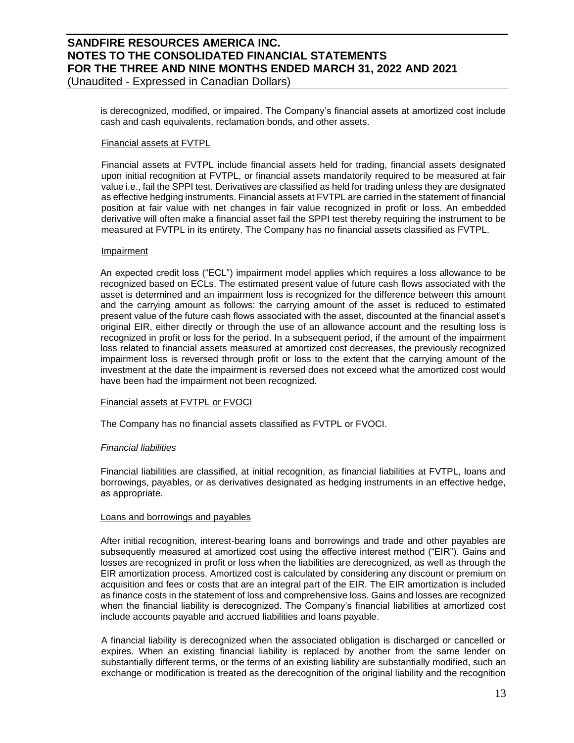is derecognized, modified, or impaired. The Company's financial assets at amortized cost include cash and cash equivalents, reclamation bonds, and other assets.

Financial assets at FVTPL

Financial assets at FVTPL include financial assets held for trading, financial assets designated upon initial recognition at FVTPL, or financial assets mandatorily required to be measured at fair value i.e., fail the SPPI test. Derivatives are classified as held for trading unless they are designated as effective hedging instruments. Financial assets at FVTPL are carried in the statement of financial position at fair value with net changes in fair value recognized in profit or loss. An embedded derivative will often make a financial asset fail the SPPI test thereby requiring the instrument to be measured at FVTPL in its entirety. The Company has no financial assets classified as FVTPL.

Impairment

An expected credit loss ("ECL") impairment model applies which requires a loss allowance to be recognized based on ECLs. The estimated present value of future cash flows associated with the asset is determined and an impairment loss is recognized for the difference between this amount and the carrying amount as follows: the carrying amount of the asset is reduced to estimated present value of the future cash flows associated with the asset, discounted at the financial asset's original EIR, either directly or through the use of an allowance account and the resulting loss is recognized in profit or loss for the period. In a subsequent period, if the amount of the impairment loss related to financial assets measured at amortized cost decreases, the previously recognized impairment loss is reversed through profit or loss to the extent that the carrying amount of the investment at the date the impairment is reversed does not exceed what the amortized cost would have been had the impairment not been recognized.

Financial assets at FVTPL or FVOCI

The Company has no financial assets classified as FVTPL or FVOCI.

*Financial liabilities*

Financial liabilities are classified, at initial recognition, as financial liabilities at FVTPL, loans and borrowings, payables, or as derivatives designated as hedging instruments in an effective hedge, as appropriate.

Loans and borrowings and payables

After initial recognition, interest-bearing loans and borrowings and trade and other payables are subsequently measured at amortized cost using the effective interest method ("EIR"). Gains and losses are recognized in profit or loss when the liabilities are derecognized, as well as through the EIR amortization process. Amortized cost is calculated by considering any discount or premium on acquisition and fees or costs that are an integral part of the EIR. The EIR amortization is included as finance costs in the statement of loss and comprehensive loss. Gains and losses are recognized when the financial liability is derecognized. The Company's financial liabilities at amortized cost include accounts payable and accrued liabilities and loans payable.

A financial liability is derecognized when the associated obligation is discharged or cancelled or expires. When an existing financial liability is replaced by another from the same lender on substantially different terms, or the terms of an existing liability are substantially modified, such an exchange or modification is treated as the derecognition of the original liability and the recognition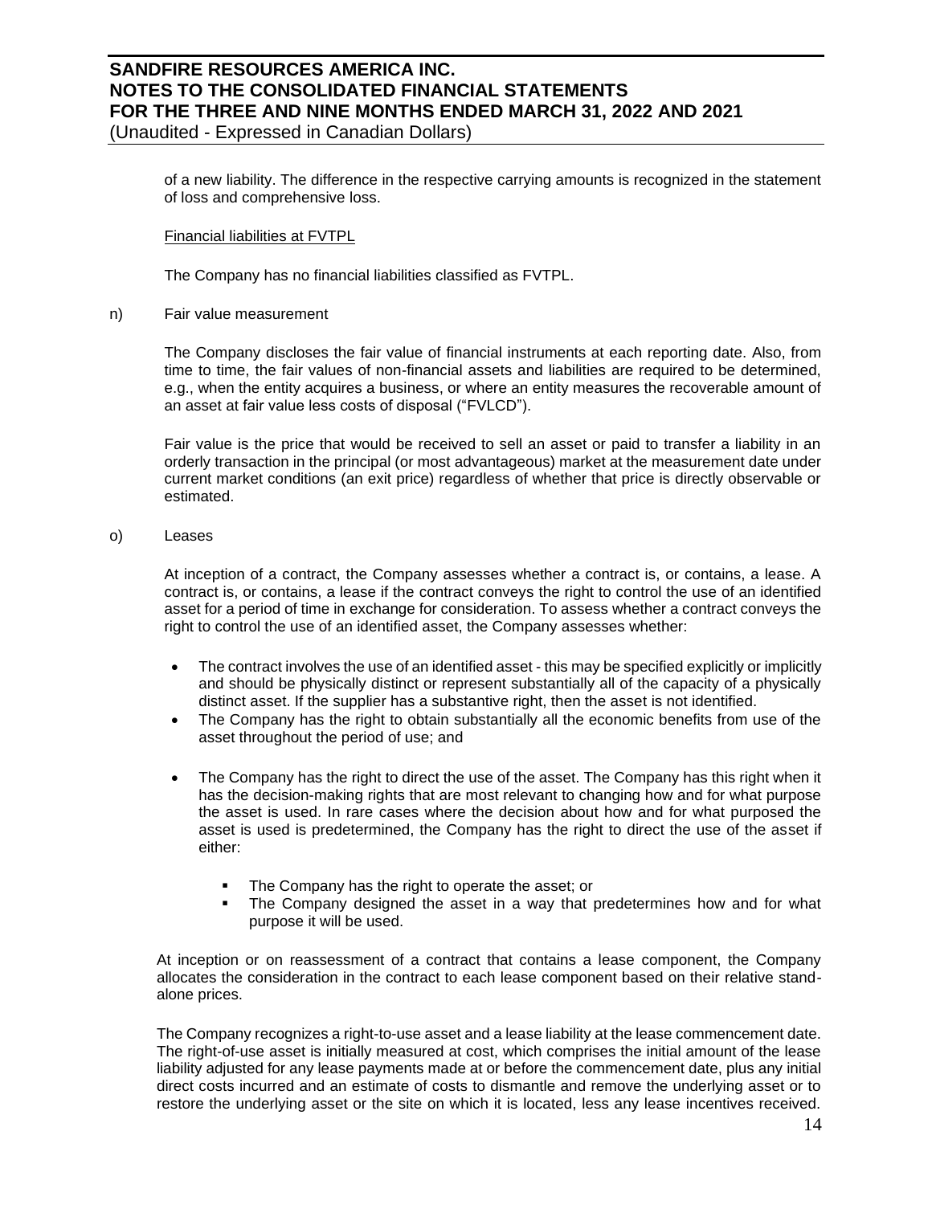of a new liability. The difference in the respective carrying amounts is recognized in the statement of loss and comprehensive loss.

Financial liabilities at FVTPL

The Company has no financial liabilities classified as FVTPL.

n) Fair value measurement

The Company discloses the fair value of financial instruments at each reporting date. Also, from time to time, the fair values of non-financial assets and liabilities are required to be determined, e.g., when the entity acquires a business, or where an entity measures the recoverable amount of an asset at fair value less costs of disposal ("FVLCD").

Fair value is the price that would be received to sell an asset or paid to transfer a liability in an orderly transaction in the principal (or most advantageous) market at the measurement date under current market conditions (an exit price) regardless of whether that price is directly observable or estimated.

o) Leases

At inception of a contract, the Company assesses whether a contract is, or contains, a lease. A contract is, or contains, a lease if the contract conveys the right to control the use of an identified asset for a period of time in exchange for consideration. To assess whether a contract conveys the right to control the use of an identified asset, the Company assesses whether:

- The contract involves the use of an identified asset - this may be specified explicitly or implicitly and should be physically distinct or represent substantially all of the capacity of a physically distinct asset. If the supplier has a substantive right, then the asset is not identified.
- The Company has the right to obtain substantially all the economic benefits from use of the asset throughout the period of use; and
- The Company has the right to direct the use of the asset. The Company has this right when it has the decision-making rights that are most relevant to changing how and for what purpose the asset is used. In rare cases where the decision about how and for what purposed the asset is used is predetermined, the Company has the right to direct the use of the asset if either:
  - The Company has the right to operate the asset; or
  - The Company designed the asset in a way that predetermines how and for what purpose it will be used.

At inception or on reassessment of a contract that contains a lease component, the Company allocates the consideration in the contract to each lease component based on their relative stand-alone prices.

The Company recognizes a right-to-use asset and a lease liability at the lease commencement date. The right-of-use asset is initially measured at cost, which comprises the initial amount of the lease liability adjusted for any lease payments made at or before the commencement date, plus any initial direct costs incurred and an estimate of costs to dismantle and remove the underlying asset or to restore the underlying asset or the site on which it is located, less any lease incentives received.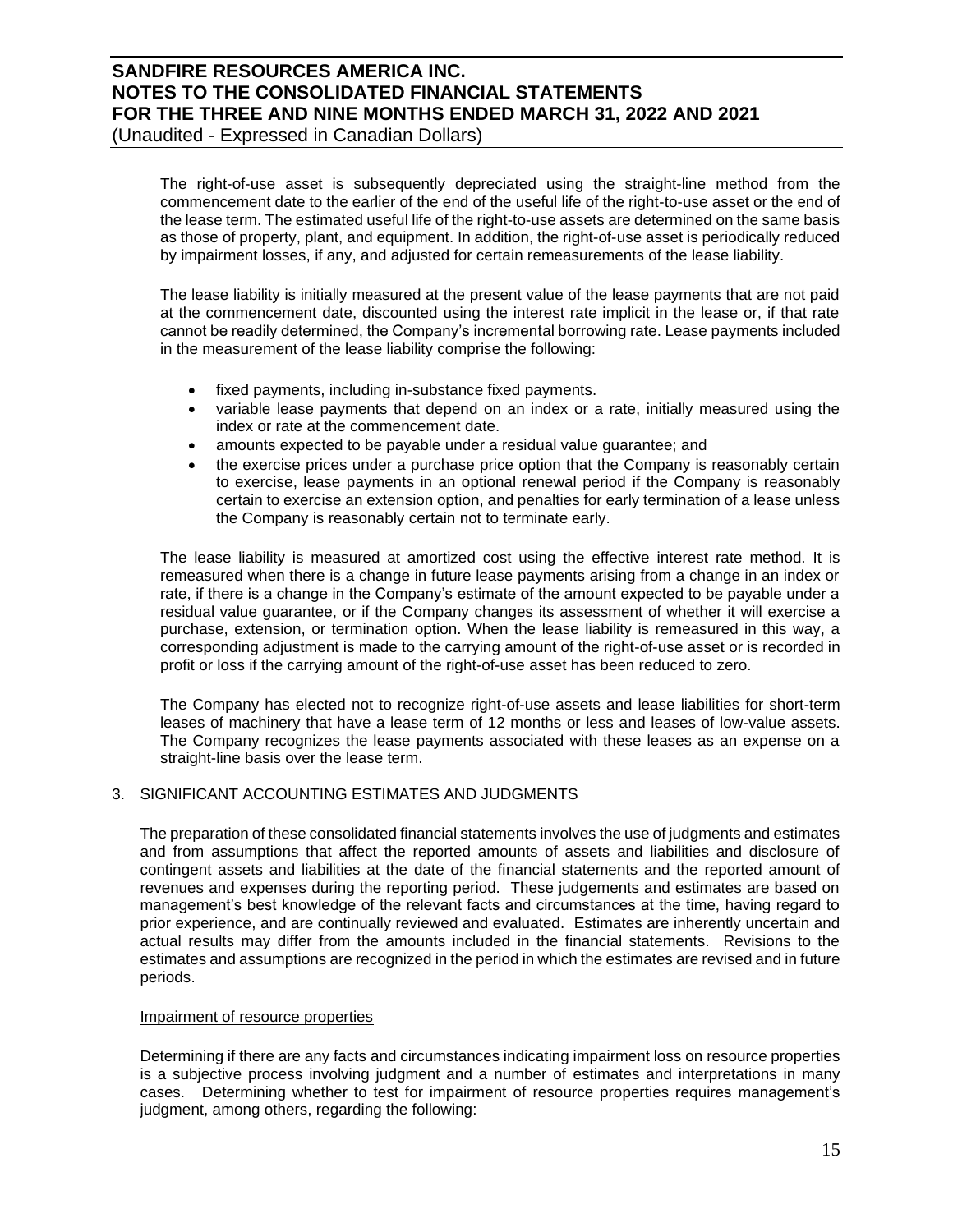The right-of-use asset is subsequently depreciated using the straight-line method from the commencement date to the earlier of the end of the useful life of the right-to-use asset or the end of the lease term. The estimated useful life of the right-to-use assets are determined on the same basis as those of property, plant, and equipment. In addition, the right-of-use asset is periodically reduced by impairment losses, if any, and adjusted for certain remeasurements of the lease liability.

The lease liability is initially measured at the present value of the lease payments that are not paid at the commencement date, discounted using the interest rate implicit in the lease or, if that rate cannot be readily determined, the Company's incremental borrowing rate. Lease payments included in the measurement of the lease liability comprise the following:

- fixed payments, including in-substance fixed payments.
- variable lease payments that depend on an index or a rate, initially measured using the index or rate at the commencement date.
- amounts expected to be payable under a residual value guarantee; and
- the exercise prices under a purchase price option that the Company is reasonably certain to exercise, lease payments in an optional renewal period if the Company is reasonably certain to exercise an extension option, and penalties for early termination of a lease unless the Company is reasonably certain not to terminate early.

The lease liability is measured at amortized cost using the effective interest rate method. It is remeasured when there is a change in future lease payments arising from a change in an index or rate, if there is a change in the Company's estimate of the amount expected to be payable under a residual value guarantee, or if the Company changes its assessment of whether it will exercise a purchase, extension, or termination option. When the lease liability is remeasured in this way, a corresponding adjustment is made to the carrying amount of the right-of-use asset or is recorded in profit or loss if the carrying amount of the right-of-use asset has been reduced to zero.

The Company has elected not to recognize right-of-use assets and lease liabilities for short-term leases of machinery that have a lease term of 12 months or less and leases of low-value assets. The Company recognizes the lease payments associated with these leases as an expense on a straight-line basis over the lease term.

## 3. SIGNIFICANT ACCOUNTING ESTIMATES AND JUDGMENTS

The preparation of these consolidated financial statements involves the use of judgments and estimates and from assumptions that affect the reported amounts of assets and liabilities and disclosure of contingent assets and liabilities at the date of the financial statements and the reported amount of revenues and expenses during the reporting period. These judgements and estimates are based on management's best knowledge of the relevant facts and circumstances at the time, having regard to prior experience, and are continually reviewed and evaluated. Estimates are inherently uncertain and actual results may differ from the amounts included in the financial statements. Revisions to the estimates and assumptions are recognized in the period in which the estimates are revised and in future periods.

### Impairment of resource properties

Determining if there are any facts and circumstances indicating impairment loss on resource properties is a subjective process involving judgment and a number of estimates and interpretations in many cases. Determining whether to test for impairment of resource properties requires management's judgment, among others, regarding the following: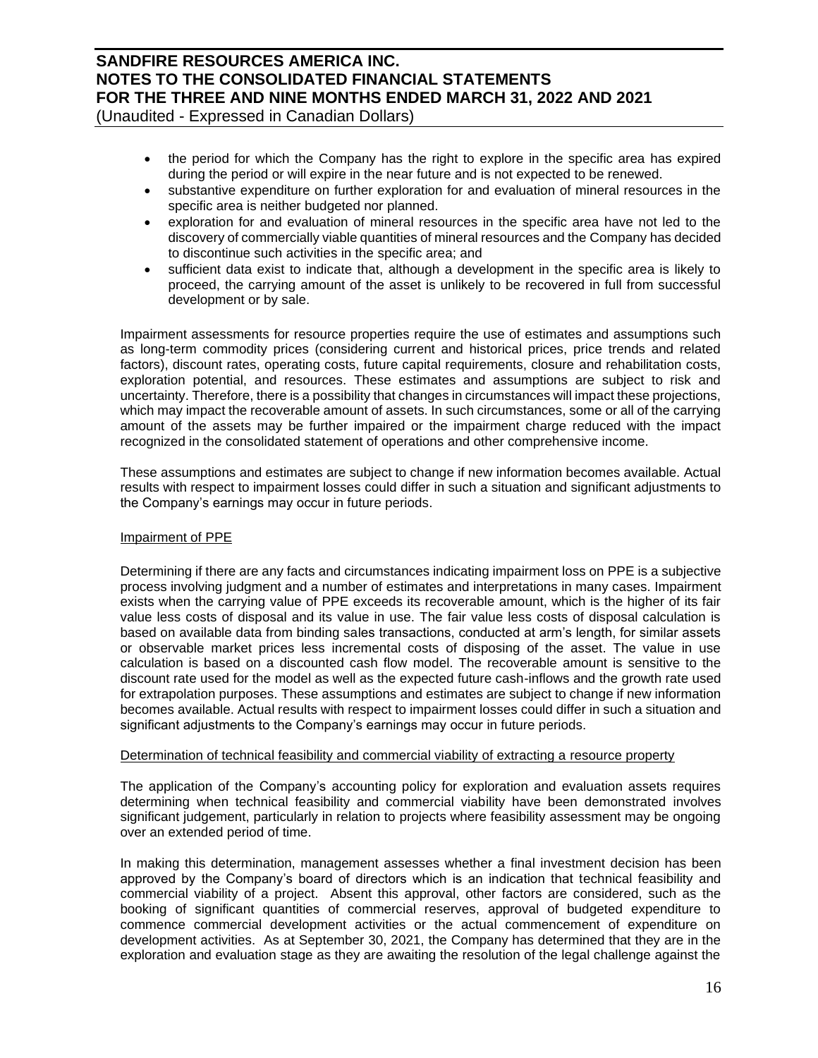- the period for which the Company has the right to explore in the specific area has expired during the period or will expire in the near future and is not expected to be renewed.
- substantive expenditure on further exploration for and evaluation of mineral resources in the specific area is neither budgeted nor planned.
- exploration for and evaluation of mineral resources in the specific area have not led to the discovery of commercially viable quantities of mineral resources and the Company has decided to discontinue such activities in the specific area; and
- sufficient data exist to indicate that, although a development in the specific area is likely to proceed, the carrying amount of the asset is unlikely to be recovered in full from successful development or by sale.

Impairment assessments for resource properties require the use of estimates and assumptions such as long-term commodity prices (considering current and historical prices, price trends and related factors), discount rates, operating costs, future capital requirements, closure and rehabilitation costs, exploration potential, and resources. These estimates and assumptions are subject to risk and uncertainty. Therefore, there is a possibility that changes in circumstances will impact these projections, which may impact the recoverable amount of assets. In such circumstances, some or all of the carrying amount of the assets may be further impaired or the impairment charge reduced with the impact recognized in the consolidated statement of operations and other comprehensive income.

These assumptions and estimates are subject to change if new information becomes available. Actual results with respect to impairment losses could differ in such a situation and significant adjustments to the Company's earnings may occur in future periods.

Impairment of PPE

Determining if there are any facts and circumstances indicating impairment loss on PPE is a subjective process involving judgment and a number of estimates and interpretations in many cases. Impairment exists when the carrying value of PPE exceeds its recoverable amount, which is the higher of its fair value less costs of disposal and its value in use. The fair value less costs of disposal calculation is based on available data from binding sales transactions, conducted at arm's length, for similar assets or observable market prices less incremental costs of disposing of the asset. The value in use calculation is based on a discounted cash flow model. The recoverable amount is sensitive to the discount rate used for the model as well as the expected future cash-inflows and the growth rate used for extrapolation purposes. These assumptions and estimates are subject to change if new information becomes available. Actual results with respect to impairment losses could differ in such a situation and significant adjustments to the Company's earnings may occur in future periods.

Determination of technical feasibility and commercial viability of extracting a resource property

The application of the Company's accounting policy for exploration and evaluation assets requires determining when technical feasibility and commercial viability have been demonstrated involves significant judgement, particularly in relation to projects where feasibility assessment may be ongoing over an extended period of time.

In making this determination, management assesses whether a final investment decision has been approved by the Company's board of directors which is an indication that technical feasibility and commercial viability of a project. Absent this approval, other factors are considered, such as the booking of significant quantities of commercial reserves, approval of budgeted expenditure to commence commercial development activities or the actual commencement of expenditure on development activities. As at September 30, 2021, the Company has determined that they are in the exploration and evaluation stage as they are awaiting the resolution of the legal challenge against the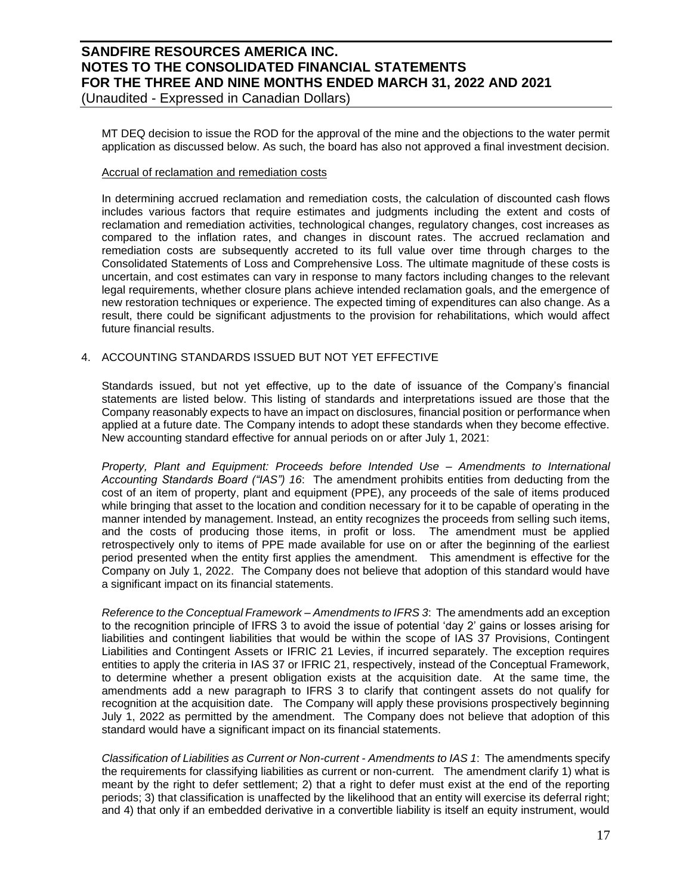MT DEQ decision to issue the ROD for the approval of the mine and the objections to the water permit application as discussed below. As such, the board has also not approved a final investment decision.

Accrual of reclamation and remediation costs

In determining accrued reclamation and remediation costs, the calculation of discounted cash flows includes various factors that require estimates and judgments including the extent and costs of reclamation and remediation activities, technological changes, regulatory changes, cost increases as compared to the inflation rates, and changes in discount rates. The accrued reclamation and remediation costs are subsequently accreted to its full value over time through charges to the Consolidated Statements of Loss and Comprehensive Loss. The ultimate magnitude of these costs is uncertain, and cost estimates can vary in response to many factors including changes to the relevant legal requirements, whether closure plans achieve intended reclamation goals, and the emergence of new restoration techniques or experience. The expected timing of expenditures can also change. As a result, there could be significant adjustments to the provision for rehabilitations, which would affect future financial results.

## 4. ACCOUNTING STANDARDS ISSUED BUT NOT YET EFFECTIVE

Standards issued, but not yet effective, up to the date of issuance of the Company's financial statements are listed below. This listing of standards and interpretations issued are those that the Company reasonably expects to have an impact on disclosures, financial position or performance when applied at a future date. The Company intends to adopt these standards when they become effective. New accounting standard effective for annual periods on or after July 1, 2021:

*Property, Plant and Equipment: Proceeds before Intended Use – Amendments to International Accounting Standards Board ("IAS") 16*: The amendment prohibits entities from deducting from the cost of an item of property, plant and equipment (PPE), any proceeds of the sale of items produced while bringing that asset to the location and condition necessary for it to be capable of operating in the manner intended by management. Instead, an entity recognizes the proceeds from selling such items, and the costs of producing those items, in profit or loss. The amendment must be applied retrospectively only to items of PPE made available for use on or after the beginning of the earliest period presented when the entity first applies the amendment. This amendment is effective for the Company on July 1, 2022. The Company does not believe that adoption of this standard would have a significant impact on its financial statements.

*Reference to the Conceptual Framework – Amendments to IFRS 3*: The amendments add an exception to the recognition principle of IFRS 3 to avoid the issue of potential 'day 2' gains or losses arising for liabilities and contingent liabilities that would be within the scope of IAS 37 Provisions, Contingent Liabilities and Contingent Assets or IFRIC 21 Levies, if incurred separately. The exception requires entities to apply the criteria in IAS 37 or IFRIC 21, respectively, instead of the Conceptual Framework, to determine whether a present obligation exists at the acquisition date. At the same time, the amendments add a new paragraph to IFRS 3 to clarify that contingent assets do not qualify for recognition at the acquisition date. The Company will apply these provisions prospectively beginning July 1, 2022 as permitted by the amendment. The Company does not believe that adoption of this standard would have a significant impact on its financial statements.

*Classification of Liabilities as Current or Non-current - Amendments to IAS 1*: The amendments specify the requirements for classifying liabilities as current or non-current. The amendment clarify 1) what is meant by the right to defer settlement; 2) that a right to defer must exist at the end of the reporting periods; 3) that classification is unaffected by the likelihood that an entity will exercise its deferral right; and 4) that only if an embedded derivative in a convertible liability is itself an equity instrument, would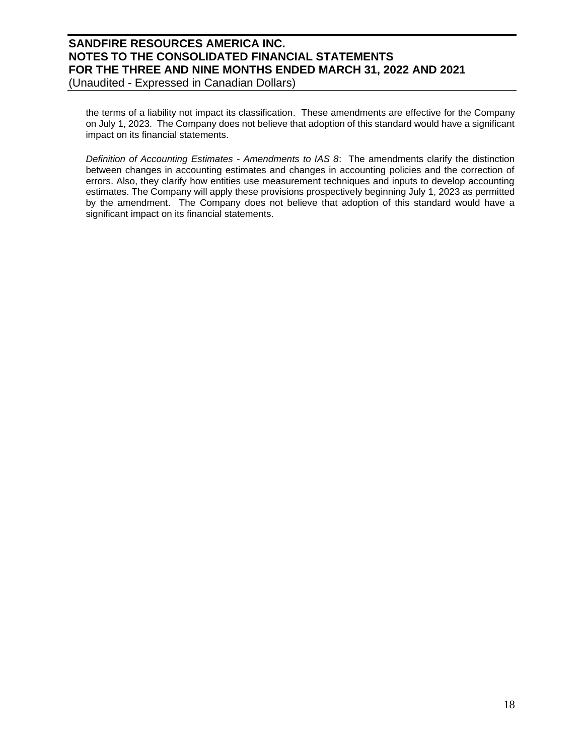the terms of a liability not impact its classification. These amendments are effective for the Company on July 1, 2023. The Company does not believe that adoption of this standard would have a significant impact on its financial statements.

*Definition of Accounting Estimates - Amendments to IAS 8*: The amendments clarify the distinction between changes in accounting estimates and changes in accounting policies and the correction of errors. Also, they clarify how entities use measurement techniques and inputs to develop accounting estimates. The Company will apply these provisions prospectively beginning July 1, 2023 as permitted by the amendment. The Company does not believe that adoption of this standard would have a significant impact on its financial statements.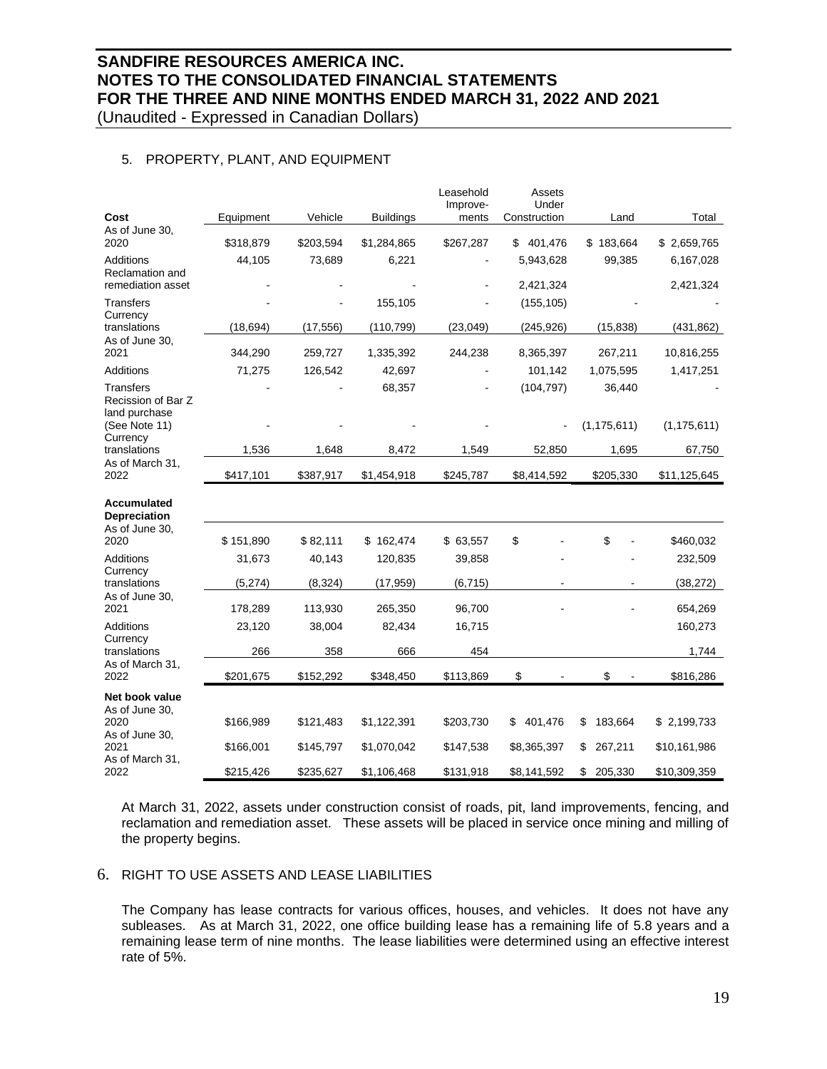**SANDFIRE RESOURCES AMERICA INC.**
**NOTES TO THE CONSOLIDATED FINANCIAL STATEMENTS**
**FOR THE THREE AND NINE MONTHS ENDED MARCH 31, 2022 AND 2021**
(Unaudited - Expressed in Canadian Dollars)

5. PROPERTY, PLANT, AND EQUIPMENT

| Cost | Equipment | Vehicle | Buildings | Leasehold Improve-ments | Assets Under Construction | Land | Total |
|---|---|---|---|---|---|---|---|
| As of June 30, 2020 | $318,879 | $203,594 | $1,284,865 | $267,287 | $ 401,476 | $ 183,664 | $ 2,659,765 |
| Additions | 44,105 | 73,689 | 6,221 | - | 5,943,628 | 99,385 | 6,167,028 |
| Reclamation and remediation asset | - | - | - | - | 2,421,324 | | 2,421,324 |
| Transfers | - | - | 155,105 | - | (155,105) | - | - |
| Currency translations | (18,694) | (17,556) | (110,799) | (23,049) | (245,926) | (15,838) | (431,862) |
| As of June 30, 2021 | 344,290 | 259,727 | 1,335,392 | 244,238 | 8,365,397 | 267,211 | 10,816,255 |
| Additions | 71,275 | 126,542 | 42,697 | - | 101,142 | 1,075,595 | 1,417,251 |
| Transfers | - | - | 68,357 | - | (104,797) | 36,440 | - |
| Recission of Bar Z land purchase (See Note 11) | - | - | - | - | - | (1,175,611) | (1,175,611) |
| Currency translations | 1,536 | 1,648 | 8,472 | 1,549 | 52,850 | 1,695 | 67,750 |
| As of March 31, 2022 | $417,101 | $387,917 | $1,454,918 | $245,787 | $8,414,592 | $205,330 | $11,125,645 |
| **Accumulated Depreciation** | | | | | | | |
| As of June 30, 2020 | $ 151,890 | $ 82,111 | $ 162,474 | $ 63,557 | $ - | $ - | $460,032 |
| Additions | 31,673 | 40,143 | 120,835 | 39,858 | - | - | 232,509 |
| Currency translations | (5,274) | (8,324) | (17,959) | (6,715) | - | - | (38,272) |
| As of June 30, 2021 | 178,289 | 113,930 | 265,350 | 96,700 | - | - | 654,269 |
| Additions | 23,120 | 38,004 | 82,434 | 16,715 | | | 160,273 |
| Currency translations | 266 | 358 | 666 | 454 | | | 1,744 |
| As of March 31, 2022 | $201,675 | $152,292 | $348,450 | $113,869 | $ - | $ - | $816,286 |
| **Net book value** | | | | | | | |
| As of June 30, 2020 | $166,989 | $121,483 | $1,122,391 | $203,730 | $ 401,476 | $ 183,664 | $ 2,199,733 |
| As of June 30, 2021 | $166,001 | $145,797 | $1,070,042 | $147,538 | $8,365,397 | $ 267,211 | $10,161,986 |
| As of March 31, 2022 | $215,426 | $235,627 | $1,106,468 | $131,918 | $8,141,592 | $ 205,330 | $10,309,359 |

At March 31, 2022, assets under construction consist of roads, pit, land improvements, fencing, and reclamation and remediation asset. These assets will be placed in service once mining and milling of the property begins.

6. RIGHT TO USE ASSETS AND LEASE LIABILITIES

The Company has lease contracts for various offices, houses, and vehicles. It does not have any subleases. As at March 31, 2022, one office building lease has a remaining life of 5.8 years and a remaining lease term of nine months. The lease liabilities were determined using an effective interest rate of 5%.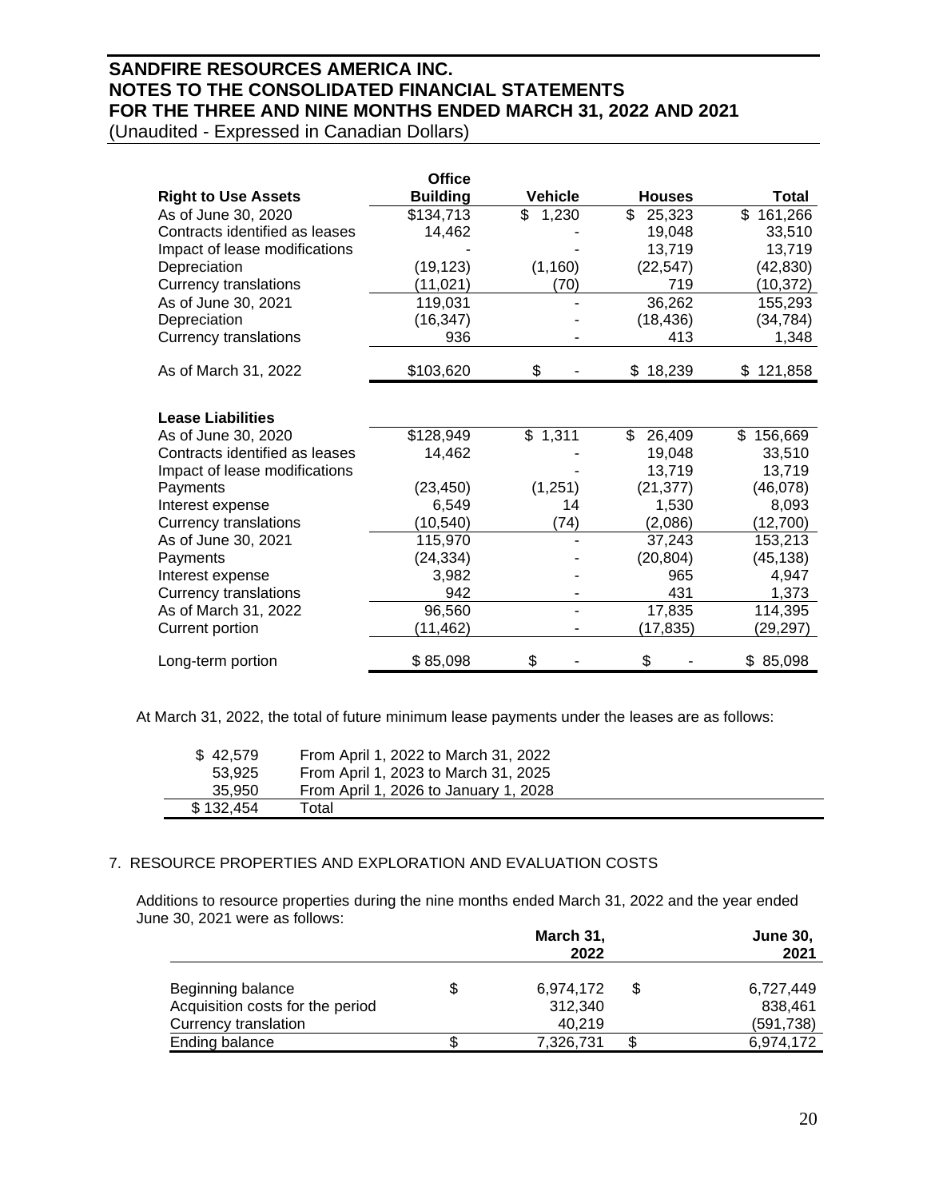| Right to Use Assets | Office Building | Vehicle | Houses | Total |
|---|---|---|---|---|
| As of June 30, 2020 | $134,713 | $ 1,230 | $ 25,323 | $ 161,266 |
| Contracts identified as leases | 14,462 | - | 19,048 | 33,510 |
| Impact of lease modifications | - | - | 13,719 | 13,719 |
| Depreciation | (19,123) | (1,160) | (22,547) | (42,830) |
| Currency translations | (11,021) | (70) | 719 | (10,372) |
| As of June 30, 2021 | 119,031 | - | 36,262 | 155,293 |
| Depreciation | (16,347) | - | (18,436) | (34,784) |
| Currency translations | 936 | - | 413 | 1,348 |
| As of March 31, 2022 | $103,620 | $ - | $ 18,239 | $ 121,858 |

| Lease Liabilities | Office Building | Vehicle | Houses | Total |
|---|---|---|---|---|
| As of June 30, 2020 | $128,949 | $ 1,311 | $ 26,409 | $ 156,669 |
| Contracts identified as leases | 14,462 | - | 19,048 | 33,510 |
| Impact of lease modifications | - | - | 13,719 | 13,719 |
| Payments | (23,450) | (1,251) | (21,377) | (46,078) |
| Interest expense | 6,549 | 14 | 1,530 | 8,093 |
| Currency translations | (10,540) | (74) | (2,086) | (12,700) |
| As of June 30, 2021 | 115,970 | - | 37,243 | 153,213 |
| Payments | (24,334) | - | (20,804) | (45,138) |
| Interest expense | 3,982 | - | 965 | 4,947 |
| Currency translations | 942 | - | 431 | 1,373 |
| As of March 31, 2022 | 96,560 | - | 17,835 | 114,395 |
| Current portion | (11,462) | - | (17,835) | (29,297) |
| Long-term portion | $ 85,098 | $ - | $ - | $ 85,098 |

At March 31, 2022, the total of future minimum lease payments under the leases are as follows:

| Amount | Period |
|---|---|
| $ 42,579 | From April 1, 2022 to March 31, 2022 |
| 53,925 | From April 1, 2023 to March 31, 2025 |
| 35,950 | From April 1, 2026 to January 1, 2028 |
| $ 132,454 | Total |

7. RESOURCE PROPERTIES AND EXPLORATION AND EVALUATION COSTS

Additions to resource properties during the nine months ended March 31, 2022 and the year ended June 30, 2021 were as follows:

| | March 31, 2022 | June 30, 2021 |
|---|---|---|
| Beginning balance | $ 6,974,172 | $ 6,727,449 |
| Acquisition costs for the period | 312,340 | 838,461 |
| Currency translation | 40,219 | (591,738) |
| Ending balance | $ 7,326,731 | $ 6,974,172 |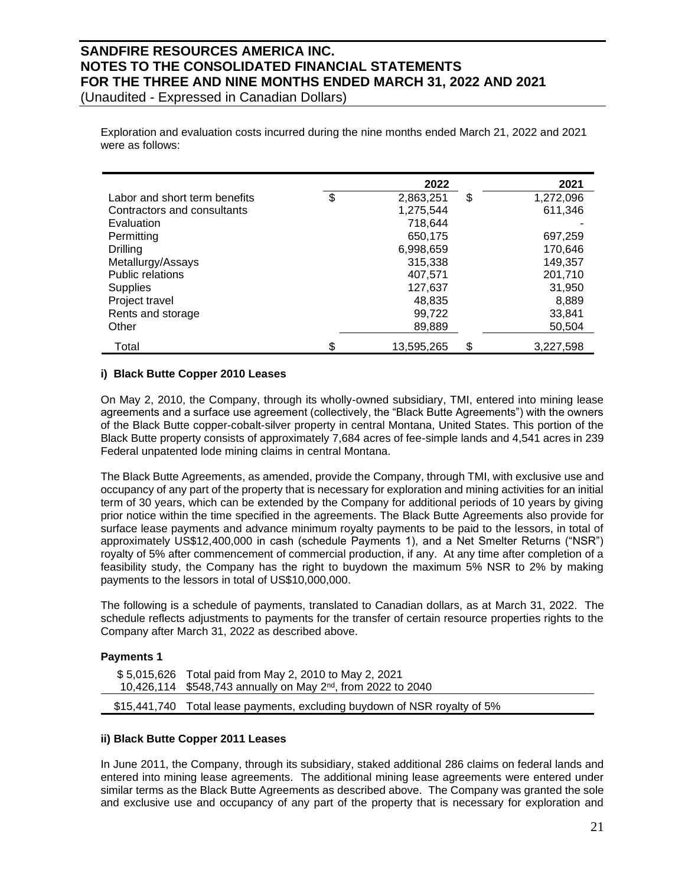Exploration and evaluation costs incurred during the nine months ended March 21, 2022 and 2021 were as follows:

| | 2022 | 2021 |
|---|---|---|
| Labor and short term benefits | $ 2,863,251 | $ 1,272,096 |
| Contractors and consultants | 1,275,544 | 611,346 |
| Evaluation | 718,644 | - |
| Permitting | 650,175 | 697,259 |
| Drilling | 6,998,659 | 170,646 |
| Metallurgy/Assays | 315,338 | 149,357 |
| Public relations | 407,571 | 201,710 |
| Supplies | 127,637 | 31,950 |
| Project travel | 48,835 | 8,889 |
| Rents and storage | 99,722 | 33,841 |
| Other | 89,889 | 50,504 |
| Total | $ 13,595,265 | $ 3,227,598 |

**i) Black Butte Copper 2010 Leases**

On May 2, 2010, the Company, through its wholly-owned subsidiary, TMI, entered into mining lease agreements and a surface use agreement (collectively, the "Black Butte Agreements") with the owners of the Black Butte copper-cobalt-silver property in central Montana, United States. This portion of the Black Butte property consists of approximately 7,684 acres of fee-simple lands and 4,541 acres in 239 Federal unpatented lode mining claims in central Montana.

The Black Butte Agreements, as amended, provide the Company, through TMI, with exclusive use and occupancy of any part of the property that is necessary for exploration and mining activities for an initial term of 30 years, which can be extended by the Company for additional periods of 10 years by giving prior notice within the time specified in the agreements. The Black Butte Agreements also provide for surface lease payments and advance minimum royalty payments to be paid to the lessors, in total of approximately US$12,400,000 in cash (schedule Payments 1), and a Net Smelter Returns ("NSR") royalty of 5% after commencement of commercial production, if any. At any time after completion of a feasibility study, the Company has the right to buydown the maximum 5% NSR to 2% by making payments to the lessors in total of US$10,000,000.

The following is a schedule of payments, translated to Canadian dollars, as at March 31, 2022. The schedule reflects adjustments to payments for the transfer of certain resource properties rights to the Company after March 31, 2022 as described above.

**Payments 1**

| | |
|---|---|
| $ 5,015,626 | Total paid from May 2, 2010 to May 2, 2021 |
| 10,426,114 | $548,743 annually on May 2nd, from 2022 to 2040 |
| $15,441,740 | Total lease payments, excluding buydown of NSR royalty of 5% |

**ii) Black Butte Copper 2011 Leases**

In June 2011, the Company, through its subsidiary, staked additional 286 claims on federal lands and entered into mining lease agreements. The additional mining lease agreements were entered under similar terms as the Black Butte Agreements as described above. The Company was granted the sole and exclusive use and occupancy of any part of the property that is necessary for exploration and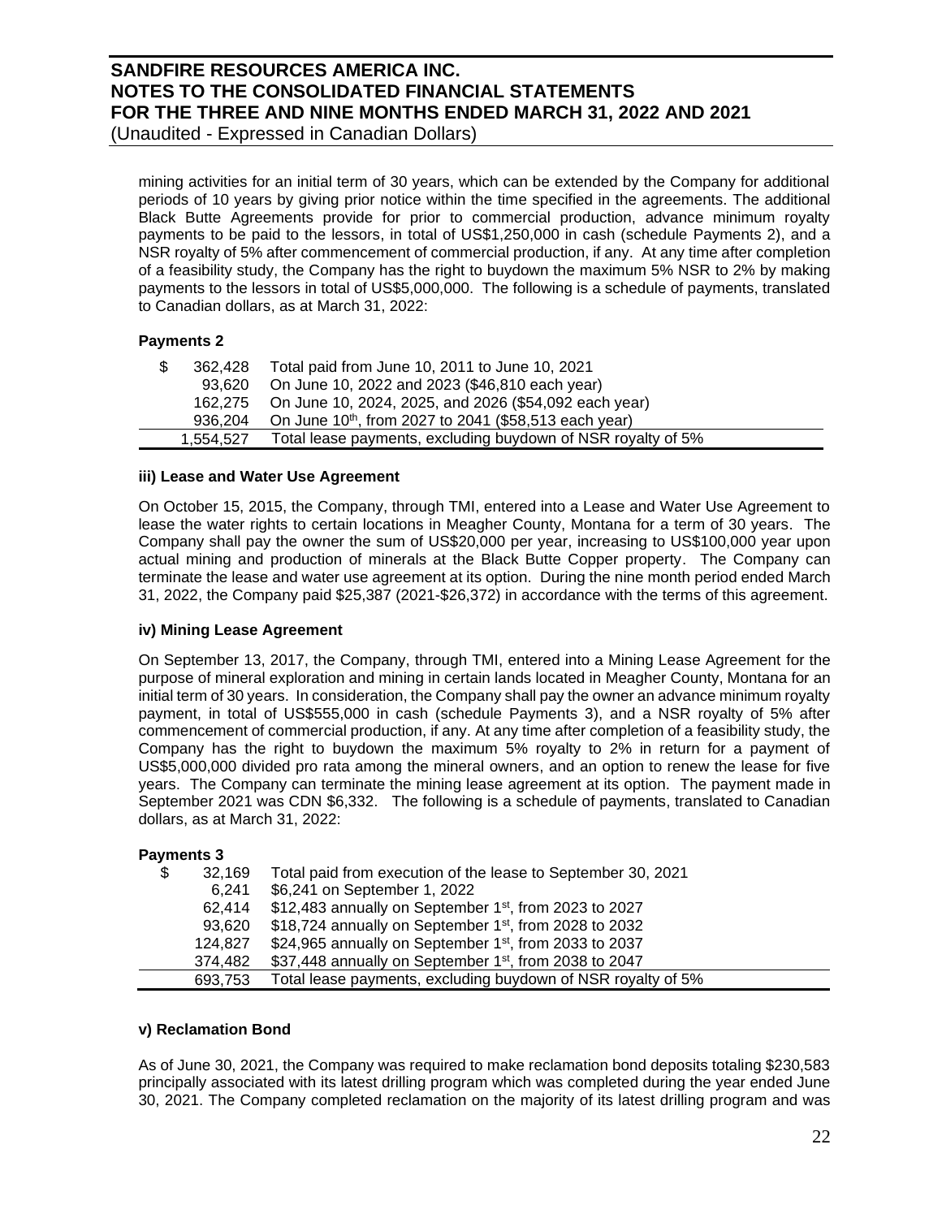mining activities for an initial term of 30 years, which can be extended by the Company for additional periods of 10 years by giving prior notice within the time specified in the agreements. The additional Black Butte Agreements provide for prior to commercial production, advance minimum royalty payments to be paid to the lessors, in total of US$1,250,000 in cash (schedule Payments 2), and a NSR royalty of 5% after commencement of commercial production, if any. At any time after completion of a feasibility study, the Company has the right to buydown the maximum 5% NSR to 2% by making payments to the lessors in total of US$5,000,000. The following is a schedule of payments, translated to Canadian dollars, as at March 31, 2022:

**Payments 2**

| | | |
|---|---|---|
| $ | 362,428 | Total paid from June 10, 2011 to June 10, 2021 |
| | 93,620 | On June 10, 2022 and 2023 ($46,810 each year) |
| | 162,275 | On June 10, 2024, 2025, and 2026 ($54,092 each year) |
| | 936,204 | On June 10th, from 2027 to 2041 ($58,513 each year) |
| | 1,554,527 | Total lease payments, excluding buydown of NSR royalty of 5% |

**iii) Lease and Water Use Agreement**

On October 15, 2015, the Company, through TMI, entered into a Lease and Water Use Agreement to lease the water rights to certain locations in Meagher County, Montana for a term of 30 years. The Company shall pay the owner the sum of US$20,000 per year, increasing to US$100,000 year upon actual mining and production of minerals at the Black Butte Copper property. The Company can terminate the lease and water use agreement at its option. During the nine month period ended March 31, 2022, the Company paid $25,387 (2021-$26,372) in accordance with the terms of this agreement.

**iv) Mining Lease Agreement**

On September 13, 2017, the Company, through TMI, entered into a Mining Lease Agreement for the purpose of mineral exploration and mining in certain lands located in Meagher County, Montana for an initial term of 30 years. In consideration, the Company shall pay the owner an advance minimum royalty payment, in total of US$555,000 in cash (schedule Payments 3), and a NSR royalty of 5% after commencement of commercial production, if any. At any time after completion of a feasibility study, the Company has the right to buydown the maximum 5% royalty to 2% in return for a payment of US$5,000,000 divided pro rata among the mineral owners, and an option to renew the lease for five years. The Company can terminate the mining lease agreement at its option. The payment made in September 2021 was CDN $6,332. The following is a schedule of payments, translated to Canadian dollars, as at March 31, 2022:

**Payments 3**

| | | |
|---|---|---|
| $ | 32,169 | Total paid from execution of the lease to September 30, 2021 |
| | 6,241 | $6,241 on September 1, 2022 |
| | 62,414 | $12,483 annually on September 1st, from 2023 to 2027 |
| | 93,620 | $18,724 annually on September 1st, from 2028 to 2032 |
| | 124,827 | $24,965 annually on September 1st, from 2033 to 2037 |
| | 374,482 | $37,448 annually on September 1st, from 2038 to 2047 |
| | 693,753 | Total lease payments, excluding buydown of NSR royalty of 5% |

**v) Reclamation Bond**

As of June 30, 2021, the Company was required to make reclamation bond deposits totaling $230,583 principally associated with its latest drilling program which was completed during the year ended June 30, 2021. The Company completed reclamation on the majority of its latest drilling program and was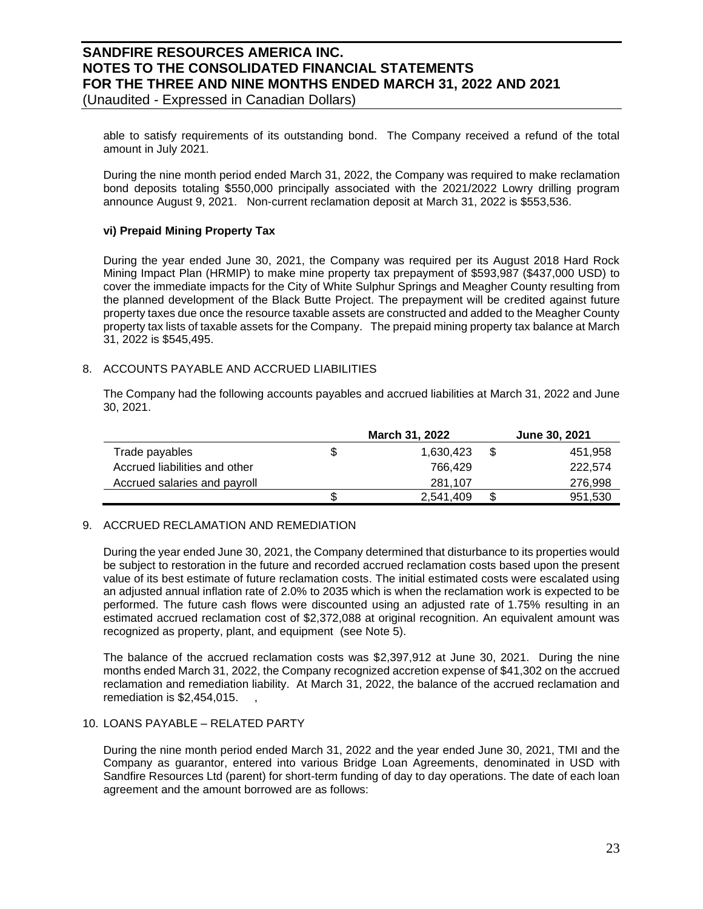able to satisfy requirements of its outstanding bond. The Company received a refund of the total amount in July 2021.

During the nine month period ended March 31, 2022, the Company was required to make reclamation bond deposits totaling $550,000 principally associated with the 2021/2022 Lowry drilling program announce August 9, 2021. Non-current reclamation deposit at March 31, 2022 is $553,536.

**vi) Prepaid Mining Property Tax**

During the year ended June 30, 2021, the Company was required per its August 2018 Hard Rock Mining Impact Plan (HRMIP) to make mine property tax prepayment of $593,987 ($437,000 USD) to cover the immediate impacts for the City of White Sulphur Springs and Meagher County resulting from the planned development of the Black Butte Project. The prepayment will be credited against future property taxes due once the resource taxable assets are constructed and added to the Meagher County property tax lists of taxable assets for the Company. The prepaid mining property tax balance at March 31, 2022 is $545,495.

## 8. ACCOUNTS PAYABLE AND ACCRUED LIABILITIES

The Company had the following accounts payables and accrued liabilities at March 31, 2022 and June 30, 2021.

| | | March 31, 2022 | | June 30, 2021 |
|---|---|---|---|---|
| Trade payables | $ | 1,630,423 | $ | 451,958 |
| Accrued liabilities and other | | 766,429 | | 222,574 |
| Accrued salaries and payroll | | 281,107 | | 276,998 |
| | $ | 2,541,409 | $ | 951,530 |

## 9. ACCRUED RECLAMATION AND REMEDIATION

During the year ended June 30, 2021, the Company determined that disturbance to its properties would be subject to restoration in the future and recorded accrued reclamation costs based upon the present value of its best estimate of future reclamation costs. The initial estimated costs were escalated using an adjusted annual inflation rate of 2.0% to 2035 which is when the reclamation work is expected to be performed. The future cash flows were discounted using an adjusted rate of 1.75% resulting in an estimated accrued reclamation cost of $2,372,088 at original recognition. An equivalent amount was recognized as property, plant, and equipment (see Note 5).

The balance of the accrued reclamation costs was $2,397,912 at June 30, 2021. During the nine months ended March 31, 2022, the Company recognized accretion expense of $41,302 on the accrued reclamation and remediation liability. At March 31, 2022, the balance of the accrued reclamation and remediation is $2,454,015. ,

## 10. LOANS PAYABLE – RELATED PARTY

During the nine month period ended March 31, 2022 and the year ended June 30, 2021, TMI and the Company as guarantor, entered into various Bridge Loan Agreements, denominated in USD with Sandfire Resources Ltd (parent) for short-term funding of day to day operations. The date of each loan agreement and the amount borrowed are as follows: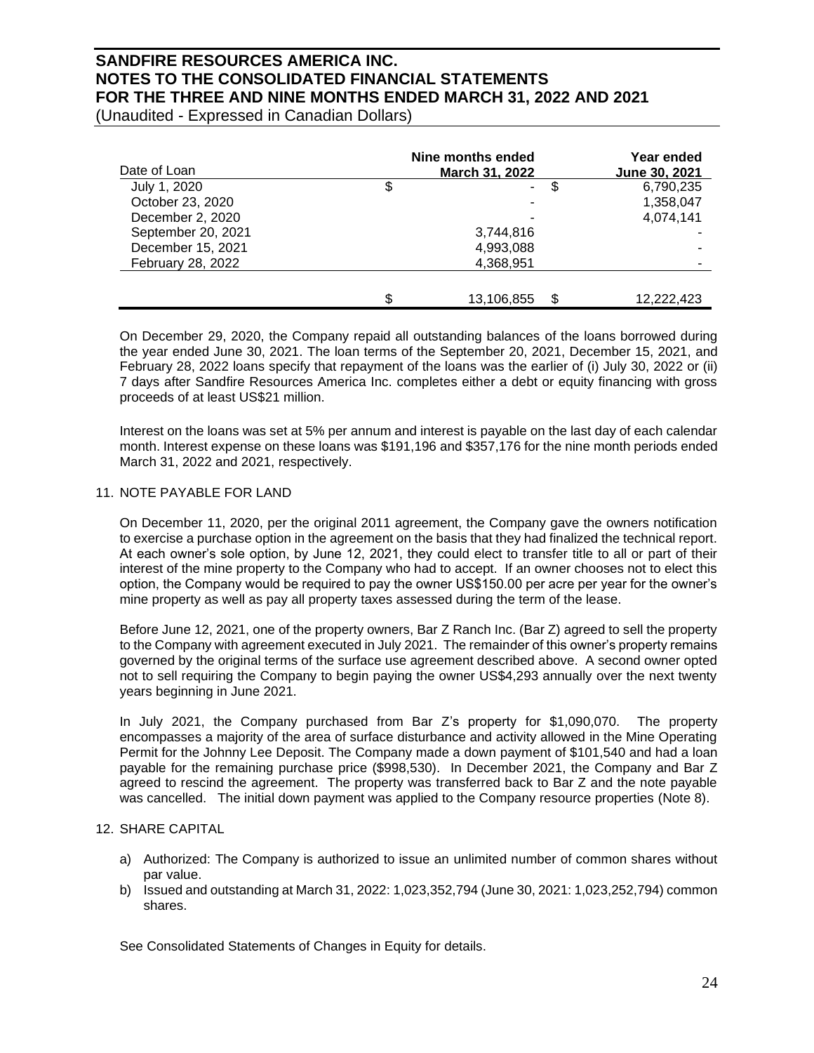| Date of Loan | Nine months ended March 31, 2022 | Year ended June 30, 2021 |
|---|---|---|
| July 1, 2020 | $ - | $ 6,790,235 |
| October 23, 2020 | - | 1,358,047 |
| December 2, 2020 | - | 4,074,141 |
| September 20, 2021 | 3,744,816 | - |
| December 15, 2021 | 4,993,088 | - |
| February 28, 2022 | 4,368,951 | - |
| | $ 13,106,855 | $ 12,222,423 |

On December 29, 2020, the Company repaid all outstanding balances of the loans borrowed during the year ended June 30, 2021. The loan terms of the September 20, 2021, December 15, 2021, and February 28, 2022 loans specify that repayment of the loans was the earlier of (i) July 30, 2022 or (ii) 7 days after Sandfire Resources America Inc. completes either a debt or equity financing with gross proceeds of at least US$21 million.

Interest on the loans was set at 5% per annum and interest is payable on the last day of each calendar month. Interest expense on these loans was $191,196 and $357,176 for the nine month periods ended March 31, 2022 and 2021, respectively.

## 11. NOTE PAYABLE FOR LAND

On December 11, 2020, per the original 2011 agreement, the Company gave the owners notification to exercise a purchase option in the agreement on the basis that they had finalized the technical report. At each owner's sole option, by June 12, 2021, they could elect to transfer title to all or part of their interest of the mine property to the Company who had to accept. If an owner chooses not to elect this option, the Company would be required to pay the owner US$150.00 per acre per year for the owner's mine property as well as pay all property taxes assessed during the term of the lease.

Before June 12, 2021, one of the property owners, Bar Z Ranch Inc. (Bar Z) agreed to sell the property to the Company with agreement executed in July 2021. The remainder of this owner's property remains governed by the original terms of the surface use agreement described above. A second owner opted not to sell requiring the Company to begin paying the owner US$4,293 annually over the next twenty years beginning in June 2021.

In July 2021, the Company purchased from Bar Z's property for $1,090,070. The property encompasses a majority of the area of surface disturbance and activity allowed in the Mine Operating Permit for the Johnny Lee Deposit. The Company made a down payment of $101,540 and had a loan payable for the remaining purchase price ($998,530). In December 2021, the Company and Bar Z agreed to rescind the agreement. The property was transferred back to Bar Z and the note payable was cancelled. The initial down payment was applied to the Company resource properties (Note 8).

## 12. SHARE CAPITAL

a) Authorized: The Company is authorized to issue an unlimited number of common shares without par value.
b) Issued and outstanding at March 31, 2022: 1,023,352,794 (June 30, 2021: 1,023,252,794) common shares.

See Consolidated Statements of Changes in Equity for details.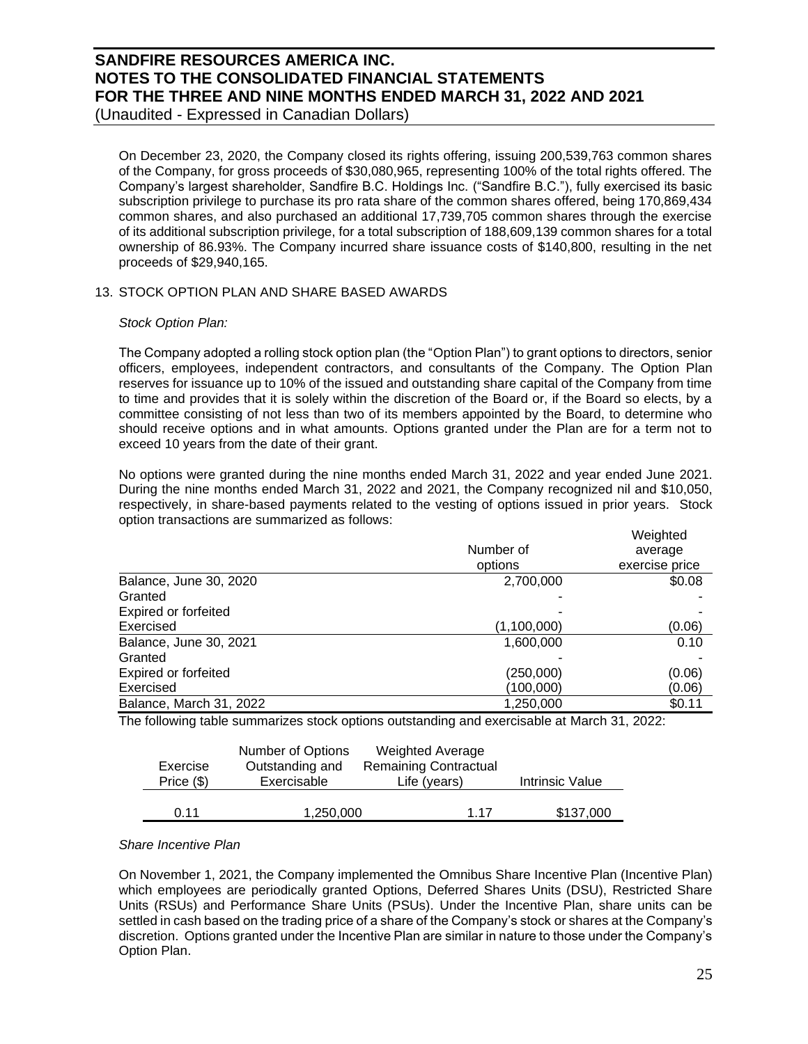On December 23, 2020, the Company closed its rights offering, issuing 200,539,763 common shares of the Company, for gross proceeds of $30,080,965, representing 100% of the total rights offered. The Company's largest shareholder, Sandfire B.C. Holdings Inc. ("Sandfire B.C."), fully exercised its basic subscription privilege to purchase its pro rata share of the common shares offered, being 170,869,434 common shares, and also purchased an additional 17,739,705 common shares through the exercise of its additional subscription privilege, for a total subscription of 188,609,139 common shares for a total ownership of 86.93%. The Company incurred share issuance costs of $140,800, resulting in the net proceeds of $29,940,165.

## 13. STOCK OPTION PLAN AND SHARE BASED AWARDS

*Stock Option Plan:*

The Company adopted a rolling stock option plan (the "Option Plan") to grant options to directors, senior officers, employees, independent contractors, and consultants of the Company. The Option Plan reserves for issuance up to 10% of the issued and outstanding share capital of the Company from time to time and provides that it is solely within the discretion of the Board or, if the Board so elects, by a committee consisting of not less than two of its members appointed by the Board, to determine who should receive options and in what amounts. Options granted under the Plan are for a term not to exceed 10 years from the date of their grant.

No options were granted during the nine months ended March 31, 2022 and year ended June 2021. During the nine months ended March 31, 2022 and 2021, the Company recognized nil and $10,050, respectively, in share-based payments related to the vesting of options issued in prior years. Stock option transactions are summarized as follows:

| | Number of options | Weighted average exercise price |
|---|---|---|
| Balance, June 30, 2020 | 2,700,000 | $0.08 |
| Granted | - | - |
| Expired or forfeited | - | - |
| Exercised | (1,100,000) | (0.06) |
| Balance, June 30, 2021 | 1,600,000 | 0.10 |
| Granted | - | - |
| Expired or forfeited | (250,000) | (0.06) |
| Exercised | (100,000) | (0.06) |
| Balance, March 31, 2022 | 1,250,000 | $0.11 |

The following table summarizes stock options outstanding and exercisable at March 31, 2022:

| Exercise Price ($) | Number of Options Outstanding and Exercisable | Weighted Average Remaining Contractual Life (years) | Intrinsic Value |
|---|---|---|---|
| 0.11 | 1,250,000 | 1.17 | $137,000 |

*Share Incentive Plan*

On November 1, 2021, the Company implemented the Omnibus Share Incentive Plan (Incentive Plan) which employees are periodically granted Options, Deferred Shares Units (DSU), Restricted Share Units (RSUs) and Performance Share Units (PSUs). Under the Incentive Plan, share units can be settled in cash based on the trading price of a share of the Company's stock or shares at the Company's discretion. Options granted under the Incentive Plan are similar in nature to those under the Company's Option Plan.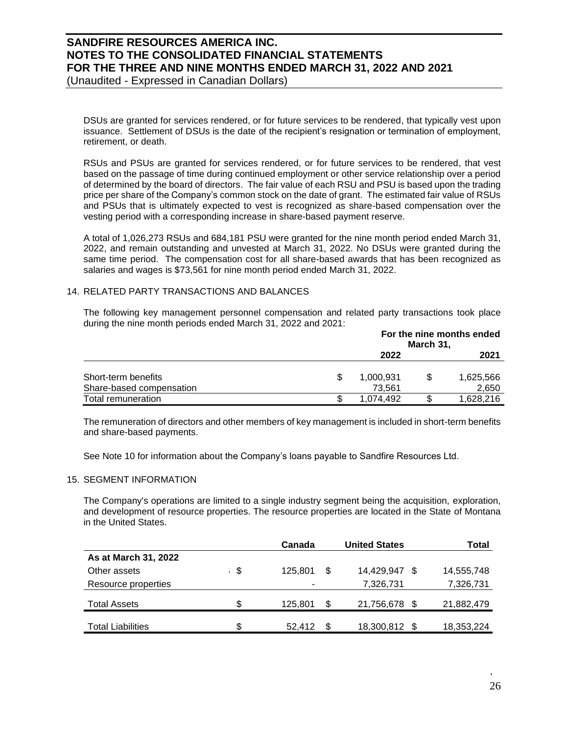DSUs are granted for services rendered, or for future services to be rendered, that typically vest upon issuance. Settlement of DSUs is the date of the recipient's resignation or termination of employment, retirement, or death.

RSUs and PSUs are granted for services rendered, or for future services to be rendered, that vest based on the passage of time during continued employment or other service relationship over a period of determined by the board of directors. The fair value of each RSU and PSU is based upon the trading price per share of the Company's common stock on the date of grant. The estimated fair value of RSUs and PSUs that is ultimately expected to vest is recognized as share-based compensation over the vesting period with a corresponding increase in share-based payment reserve.

A total of 1,026,273 RSUs and 684,181 PSU were granted for the nine month period ended March 31, 2022, and remain outstanding and unvested at March 31, 2022. No DSUs were granted during the same time period. The compensation cost for all share-based awards that has been recognized as salaries and wages is $73,561 for nine month period ended March 31, 2022.

## 14. RELATED PARTY TRANSACTIONS AND BALANCES

The following key management personnel compensation and related party transactions took place during the nine month periods ended March 31, 2022 and 2021:

| | For the nine months ended March 31, | |
|---|---|---|
| | **2022** | **2021** |
| Short-term benefits | $ 1,000,931 | $ 1,625,566 |
| Share-based compensation | 73,561 | 2,650 |
| Total remuneration | $ 1,074,492 | $ 1,628,216 |

The remuneration of directors and other members of key management is included in short-term benefits and share-based payments.

See Note 10 for information about the Company's loans payable to Sandfire Resources Ltd.

## 15. SEGMENT INFORMATION

The Company's operations are limited to a single industry segment being the acquisition, exploration, and development of resource properties. The resource properties are located in the State of Montana in the United States.

| | Canada | United States | Total |
|---|---|---|---|
| **As at March 31, 2022** | | | |
| Other assets | $ 125,801 | $ 14,429,947 | $ 14,555,748 |
| Resource properties | - | 7,326,731 | 7,326,731 |
| Total Assets | $ 125,801 | $ 21,756,678 | $ 21,882,479 |
| Total Liabilities | $ 52,412 | $ 18,300,812 | $ 18,353,224 |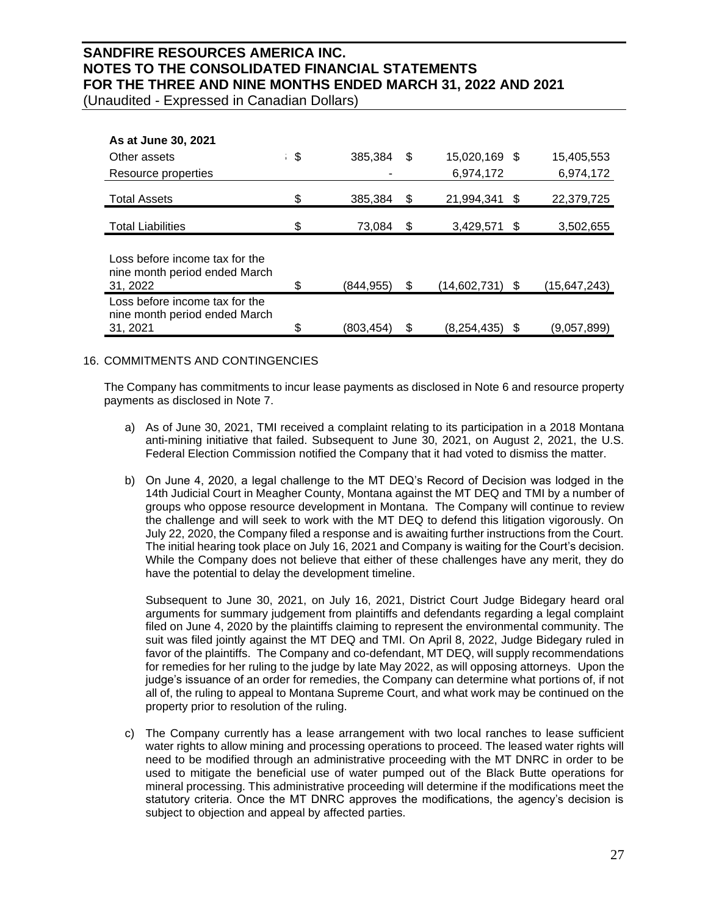| As at June 30, 2021 | | | |
|---|---|---|---|
| Other assets | $ 385,384 | $ 15,020,169 | $ 15,405,553 |
| Resource properties | - | 6,974,172 | 6,974,172 |
| Total Assets | $ 385,384 | $ 21,994,341 | $ 22,379,725 |
| Total Liabilities | $ 73,084 | $ 3,429,571 | $ 3,502,655 |
| Loss before income tax for the nine month period ended March 31, 2022 | $ (844,955) | $ (14,602,731) | $ (15,647,243) |
| Loss before income tax for the nine month period ended March 31, 2021 | $ (803,454) | $ (8,254,435) | $ (9,057,899) |

16. COMMITMENTS AND CONTINGENCIES

The Company has commitments to incur lease payments as disclosed in Note 6 and resource property payments as disclosed in Note 7.

a) As of June 30, 2021, TMI received a complaint relating to its participation in a 2018 Montana anti-mining initiative that failed. Subsequent to June 30, 2021, on August 2, 2021, the U.S. Federal Election Commission notified the Company that it had voted to dismiss the matter.

b) On June 4, 2020, a legal challenge to the MT DEQ's Record of Decision was lodged in the 14th Judicial Court in Meagher County, Montana against the MT DEQ and TMI by a number of groups who oppose resource development in Montana. The Company will continue to review the challenge and will seek to work with the MT DEQ to defend this litigation vigorously. On July 22, 2020, the Company filed a response and is awaiting further instructions from the Court. The initial hearing took place on July 16, 2021 and Company is waiting for the Court's decision. While the Company does not believe that either of these challenges have any merit, they do have the potential to delay the development timeline.

   Subsequent to June 30, 2021, on July 16, 2021, District Court Judge Bidegary heard oral arguments for summary judgement from plaintiffs and defendants regarding a legal complaint filed on June 4, 2020 by the plaintiffs claiming to represent the environmental community. The suit was filed jointly against the MT DEQ and TMI. On April 8, 2022, Judge Bidegary ruled in favor of the plaintiffs. The Company and co-defendant, MT DEQ, will supply recommendations for remedies for her ruling to the judge by late May 2022, as will opposing attorneys. Upon the judge's issuance of an order for remedies, the Company can determine what portions of, if not all of, the ruling to appeal to Montana Supreme Court, and what work may be continued on the property prior to resolution of the ruling.

c) The Company currently has a lease arrangement with two local ranches to lease sufficient water rights to allow mining and processing operations to proceed. The leased water rights will need to be modified through an administrative proceeding with the MT DNRC in order to be used to mitigate the beneficial use of water pumped out of the Black Butte operations for mineral processing. This administrative proceeding will determine if the modifications meet the statutory criteria. Once the MT DNRC approves the modifications, the agency's decision is subject to objection and appeal by affected parties.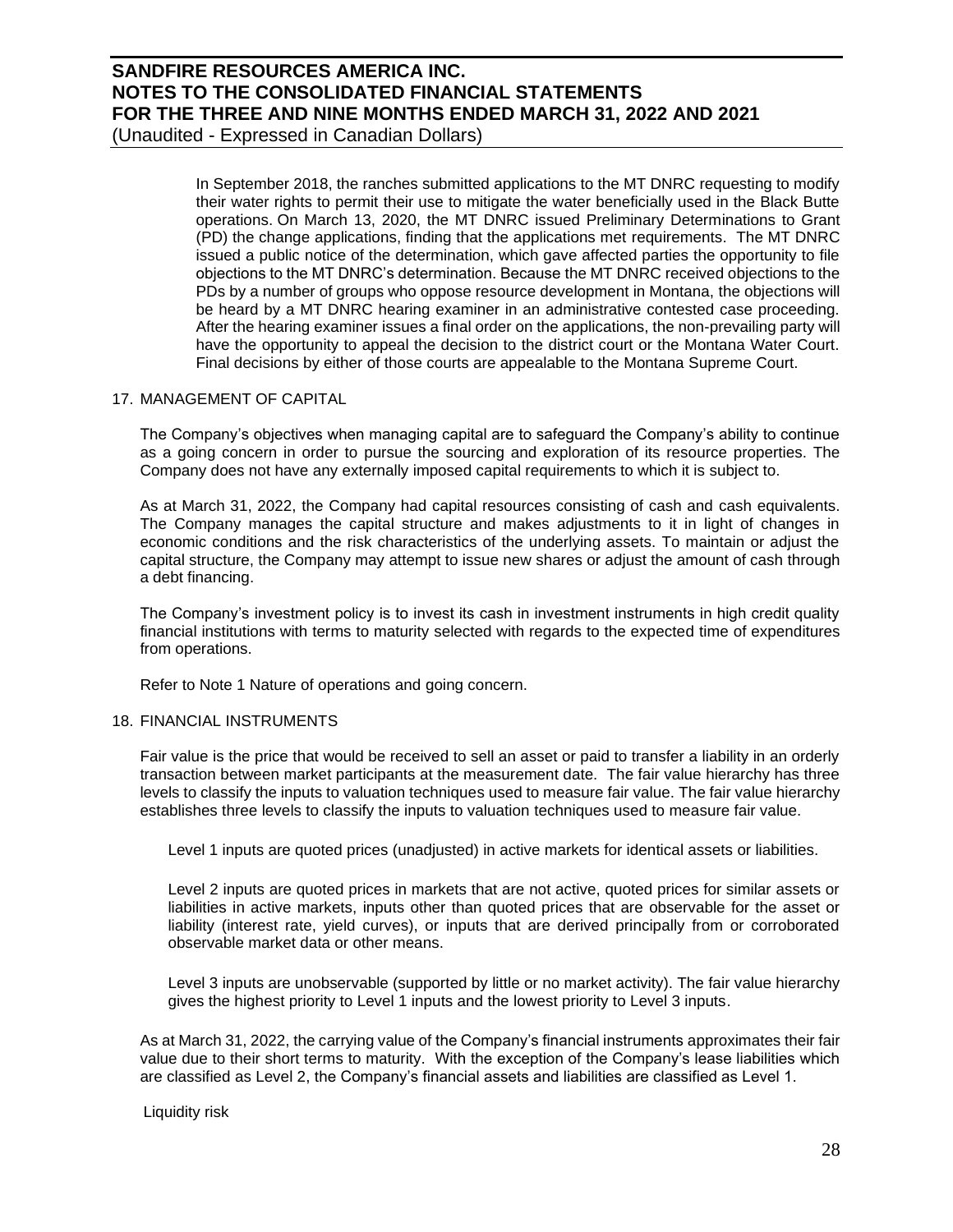In September 2018, the ranches submitted applications to the MT DNRC requesting to modify their water rights to permit their use to mitigate the water beneficially used in the Black Butte operations. On March 13, 2020, the MT DNRC issued Preliminary Determinations to Grant (PD) the change applications, finding that the applications met requirements. The MT DNRC issued a public notice of the determination, which gave affected parties the opportunity to file objections to the MT DNRC's determination. Because the MT DNRC received objections to the PDs by a number of groups who oppose resource development in Montana, the objections will be heard by a MT DNRC hearing examiner in an administrative contested case proceeding. After the hearing examiner issues a final order on the applications, the non-prevailing party will have the opportunity to appeal the decision to the district court or the Montana Water Court. Final decisions by either of those courts are appealable to the Montana Supreme Court.

## 17. MANAGEMENT OF CAPITAL

The Company's objectives when managing capital are to safeguard the Company's ability to continue as a going concern in order to pursue the sourcing and exploration of its resource properties. The Company does not have any externally imposed capital requirements to which it is subject to.

As at March 31, 2022, the Company had capital resources consisting of cash and cash equivalents. The Company manages the capital structure and makes adjustments to it in light of changes in economic conditions and the risk characteristics of the underlying assets. To maintain or adjust the capital structure, the Company may attempt to issue new shares or adjust the amount of cash through a debt financing.

The Company's investment policy is to invest its cash in investment instruments in high credit quality financial institutions with terms to maturity selected with regards to the expected time of expenditures from operations.

Refer to Note 1 Nature of operations and going concern.

## 18. FINANCIAL INSTRUMENTS

Fair value is the price that would be received to sell an asset or paid to transfer a liability in an orderly transaction between market participants at the measurement date. The fair value hierarchy has three levels to classify the inputs to valuation techniques used to measure fair value. The fair value hierarchy establishes three levels to classify the inputs to valuation techniques used to measure fair value.

Level 1 inputs are quoted prices (unadjusted) in active markets for identical assets or liabilities.

Level 2 inputs are quoted prices in markets that are not active, quoted prices for similar assets or liabilities in active markets, inputs other than quoted prices that are observable for the asset or liability (interest rate, yield curves), or inputs that are derived principally from or corroborated observable market data or other means.

Level 3 inputs are unobservable (supported by little or no market activity). The fair value hierarchy gives the highest priority to Level 1 inputs and the lowest priority to Level 3 inputs.

As at March 31, 2022, the carrying value of the Company's financial instruments approximates their fair value due to their short terms to maturity. With the exception of the Company's lease liabilities which are classified as Level 2, the Company's financial assets and liabilities are classified as Level 1.

Liquidity risk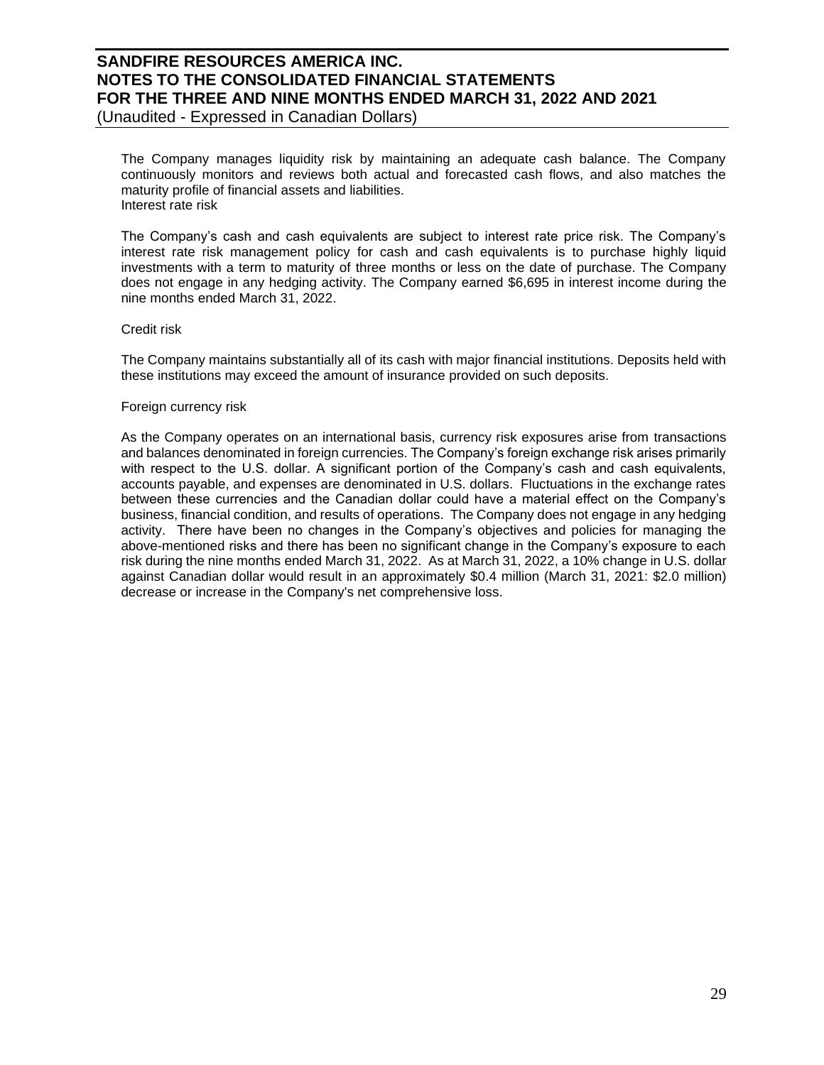The Company manages liquidity risk by maintaining an adequate cash balance. The Company continuously monitors and reviews both actual and forecasted cash flows, and also matches the maturity profile of financial assets and liabilities.

Interest rate risk

The Company's cash and cash equivalents are subject to interest rate price risk. The Company's interest rate risk management policy for cash and cash equivalents is to purchase highly liquid investments with a term to maturity of three months or less on the date of purchase. The Company does not engage in any hedging activity. The Company earned $6,695 in interest income during the nine months ended March 31, 2022.

Credit risk

The Company maintains substantially all of its cash with major financial institutions. Deposits held with these institutions may exceed the amount of insurance provided on such deposits.

Foreign currency risk

As the Company operates on an international basis, currency risk exposures arise from transactions and balances denominated in foreign currencies. The Company's foreign exchange risk arises primarily with respect to the U.S. dollar. A significant portion of the Company's cash and cash equivalents, accounts payable, and expenses are denominated in U.S. dollars. Fluctuations in the exchange rates between these currencies and the Canadian dollar could have a material effect on the Company's business, financial condition, and results of operations. The Company does not engage in any hedging activity. There have been no changes in the Company's objectives and policies for managing the above-mentioned risks and there has been no significant change in the Company's exposure to each risk during the nine months ended March 31, 2022. As at March 31, 2022, a 10% change in U.S. dollar against Canadian dollar would result in an approximately $0.4 million (March 31, 2021: $2.0 million) decrease or increase in the Company's net comprehensive loss.